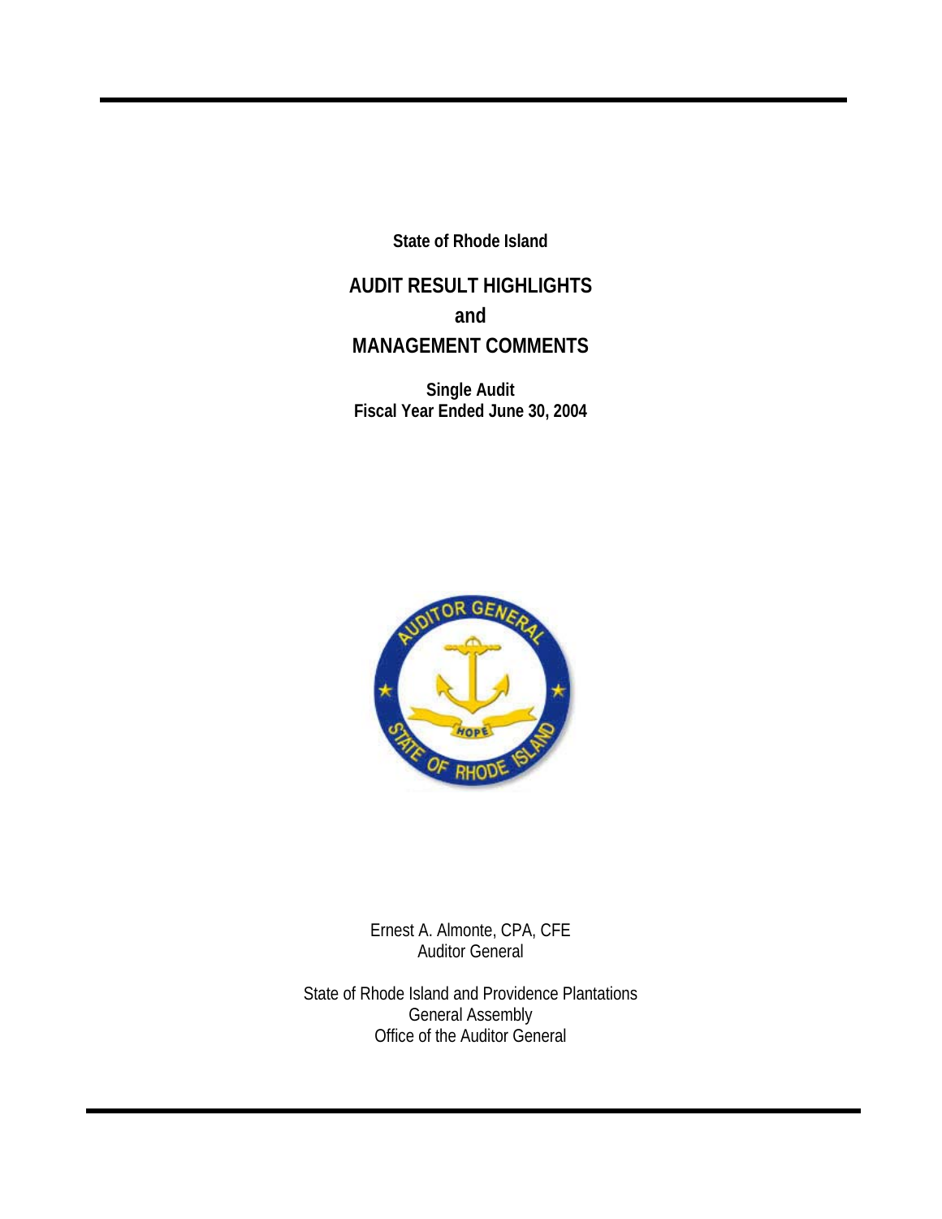**State of Rhode Island**

# AUDIT RESULT HIGHLIGHTS
# and
# MANAGEMENT COMMENTS

**Single Audit**
**Fiscal Year Ended June 30, 2004**

Ernest A. Almonte, CPA, CFE
Auditor General

State of Rhode Island and Providence Plantations
General Assembly
Office of the Auditor General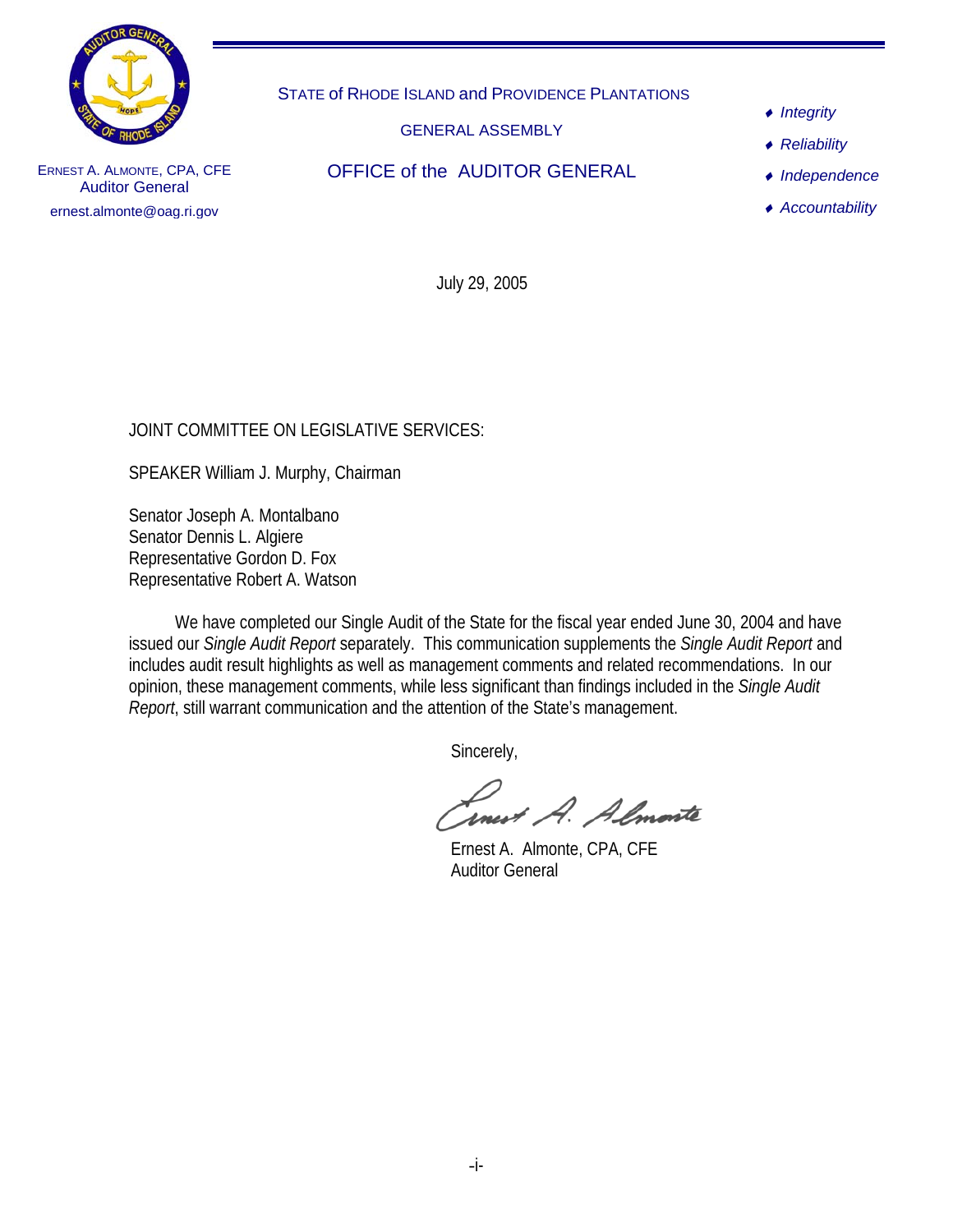STATE of RHODE ISLAND and PROVIDENCE PLANTATIONS

GENERAL ASSEMBLY

OFFICE of the AUDITOR GENERAL

ERNEST A. ALMONTE, CPA, CFE
Auditor General
ernest.almonte@oag.ri.gov

- *Integrity*
- *Reliability*
- *Independence*
- *Accountability*

July 29, 2005

JOINT COMMITTEE ON LEGISLATIVE SERVICES:

SPEAKER William J. Murphy, Chairman

Senator Joseph A. Montalbano
Senator Dennis L. Algiere
Representative Gordon D. Fox
Representative Robert A. Watson

We have completed our Single Audit of the State for the fiscal year ended June 30, 2004 and have issued our *Single Audit Report* separately. This communication supplements the *Single Audit Report* and includes audit result highlights as well as management comments and related recommendations. In our opinion, these management comments, while less significant than findings included in the *Single Audit Report*, still warrant communication and the attention of the State's management.

Sincerely,

Ernest A. Almonte, CPA, CFE
Auditor General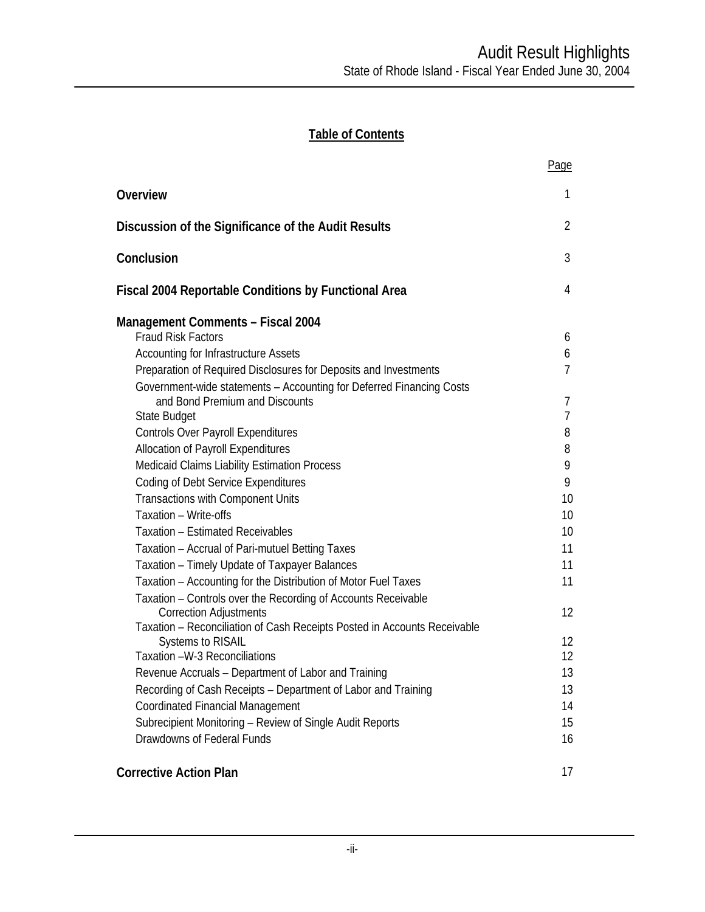## Table of Contents

| | Page |
|---|---|
| **Overview** | 1 |
| **Discussion of the Significance of the Audit Results** | 2 |
| **Conclusion** | 3 |
| **Fiscal 2004 Reportable Conditions by Functional Area** | 4 |
| **Management Comments – Fiscal 2004** | |
| Fraud Risk Factors | 6 |
| Accounting for Infrastructure Assets | 6 |
| Preparation of Required Disclosures for Deposits and Investments | 7 |
| Government-wide statements – Accounting for Deferred Financing Costs and Bond Premium and Discounts | 7 |
| State Budget | 7 |
| Controls Over Payroll Expenditures | 8 |
| Allocation of Payroll Expenditures | 8 |
| Medicaid Claims Liability Estimation Process | 9 |
| Coding of Debt Service Expenditures | 9 |
| Transactions with Component Units | 10 |
| Taxation – Write-offs | 10 |
| Taxation – Estimated Receivables | 10 |
| Taxation – Accrual of Pari-mutuel Betting Taxes | 11 |
| Taxation – Timely Update of Taxpayer Balances | 11 |
| Taxation – Accounting for the Distribution of Motor Fuel Taxes | 11 |
| Taxation – Controls over the Recording of Accounts Receivable Correction Adjustments | 12 |
| Taxation – Reconciliation of Cash Receipts Posted in Accounts Receivable Systems to RISAIL | 12 |
| Taxation –W-3 Reconciliations | 12 |
| Revenue Accruals – Department of Labor and Training | 13 |
| Recording of Cash Receipts – Department of Labor and Training | 13 |
| Coordinated Financial Management | 14 |
| Subrecipient Monitoring – Review of Single Audit Reports | 15 |
| Drawdowns of Federal Funds | 16 |
| **Corrective Action Plan** | 17 |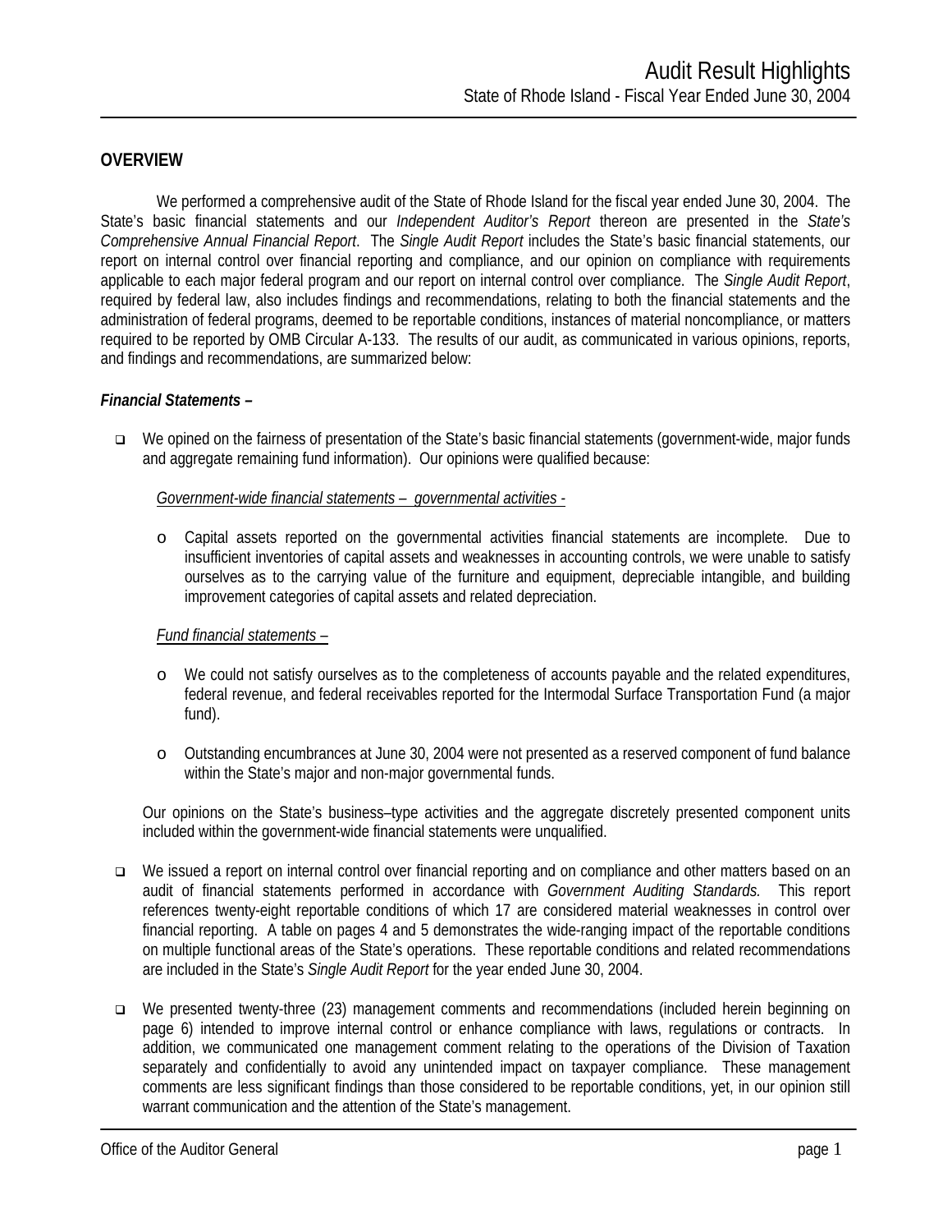## OVERVIEW

We performed a comprehensive audit of the State of Rhode Island for the fiscal year ended June 30, 2004. The State's basic financial statements and our *Independent Auditor's Report* thereon are presented in the *State's Comprehensive Annual Financial Report*. The *Single Audit Report* includes the State's basic financial statements, our report on internal control over financial reporting and compliance, and our opinion on compliance with requirements applicable to each major federal program and our report on internal control over compliance. The *Single Audit Report*, required by federal law, also includes findings and recommendations, relating to both the financial statements and the administration of federal programs, deemed to be reportable conditions, instances of material noncompliance, or matters required to be reported by OMB Circular A-133. The results of our audit, as communicated in various opinions, reports, and findings and recommendations, are summarized below:

***Financial Statements –***

- We opined on the fairness of presentation of the State's basic financial statements (government-wide, major funds and aggregate remaining fund information). Our opinions were qualified because:

  Government-wide financial statements – governmental activities -

  - Capital assets reported on the governmental activities financial statements are incomplete. Due to insufficient inventories of capital assets and weaknesses in accounting controls, we were unable to satisfy ourselves as to the carrying value of the furniture and equipment, depreciable intangible, and building improvement categories of capital assets and related depreciation.

  Fund financial statements –

  - We could not satisfy ourselves as to the completeness of accounts payable and the related expenditures, federal revenue, and federal receivables reported for the Intermodal Surface Transportation Fund (a major fund).
  - Outstanding encumbrances at June 30, 2004 were not presented as a reserved component of fund balance within the State's major and non-major governmental funds.

  Our opinions on the State's business–type activities and the aggregate discretely presented component units included within the government-wide financial statements were unqualified.

- We issued a report on internal control over financial reporting and on compliance and other matters based on an audit of financial statements performed in accordance with *Government Auditing Standards.* This report references twenty-eight reportable conditions of which 17 are considered material weaknesses in control over financial reporting. A table on pages 4 and 5 demonstrates the wide-ranging impact of the reportable conditions on multiple functional areas of the State's operations. These reportable conditions and related recommendations are included in the State's *Single Audit Report* for the year ended June 30, 2004.

- We presented twenty-three (23) management comments and recommendations (included herein beginning on page 6) intended to improve internal control or enhance compliance with laws, regulations or contracts. In addition, we communicated one management comment relating to the operations of the Division of Taxation separately and confidentially to avoid any unintended impact on taxpayer compliance. These management comments are less significant findings than those considered to be reportable conditions, yet, in our opinion still warrant communication and the attention of the State's management.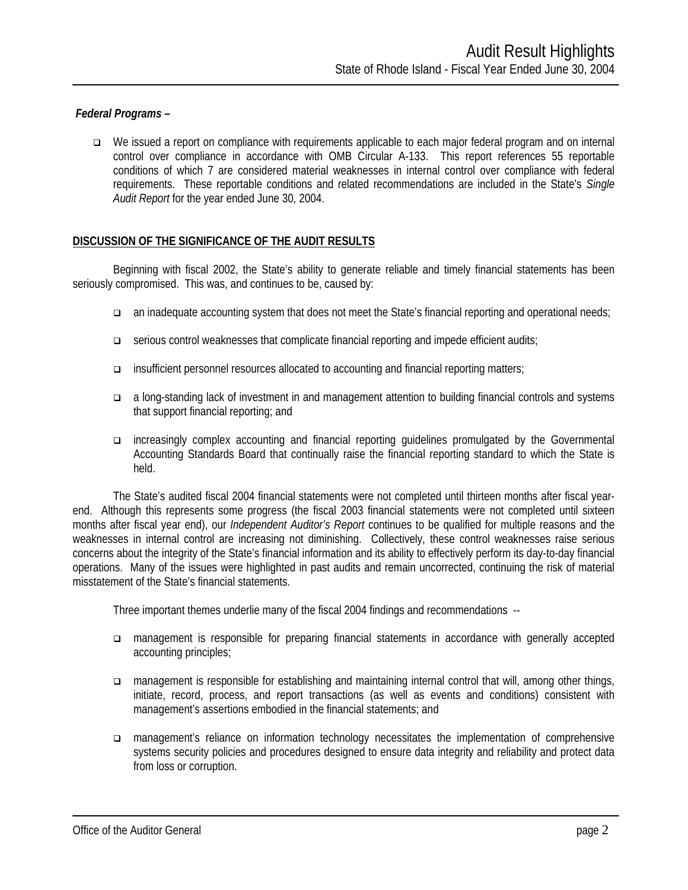***Federal Programs –***

- We issued a report on compliance with requirements applicable to each major federal program and on internal control over compliance in accordance with OMB Circular A-133. This report references 55 reportable conditions of which 7 are considered material weaknesses in internal control over compliance with federal requirements. These reportable conditions and related recommendations are included in the State's *Single Audit Report* for the year ended June 30, 2004.

**DISCUSSION OF THE SIGNIFICANCE OF THE AUDIT RESULTS**

Beginning with fiscal 2002, the State's ability to generate reliable and timely financial statements has been seriously compromised. This was, and continues to be, caused by:

- an inadequate accounting system that does not meet the State's financial reporting and operational needs;
- serious control weaknesses that complicate financial reporting and impede efficient audits;
- insufficient personnel resources allocated to accounting and financial reporting matters;
- a long-standing lack of investment in and management attention to building financial controls and systems that support financial reporting; and
- increasingly complex accounting and financial reporting guidelines promulgated by the Governmental Accounting Standards Board that continually raise the financial reporting standard to which the State is held.

The State's audited fiscal 2004 financial statements were not completed until thirteen months after fiscal year-end. Although this represents some progress (the fiscal 2003 financial statements were not completed until sixteen months after fiscal year end), our *Independent Auditor's Report* continues to be qualified for multiple reasons and the weaknesses in internal control are increasing not diminishing. Collectively, these control weaknesses raise serious concerns about the integrity of the State's financial information and its ability to effectively perform its day-to-day financial operations. Many of the issues were highlighted in past audits and remain uncorrected, continuing the risk of material misstatement of the State's financial statements.

Three important themes underlie many of the fiscal 2004 findings and recommendations --

- management is responsible for preparing financial statements in accordance with generally accepted accounting principles;
- management is responsible for establishing and maintaining internal control that will, among other things, initiate, record, process, and report transactions (as well as events and conditions) consistent with management's assertions embodied in the financial statements; and
- management's reliance on information technology necessitates the implementation of comprehensive systems security policies and procedures designed to ensure data integrity and reliability and protect data from loss or corruption.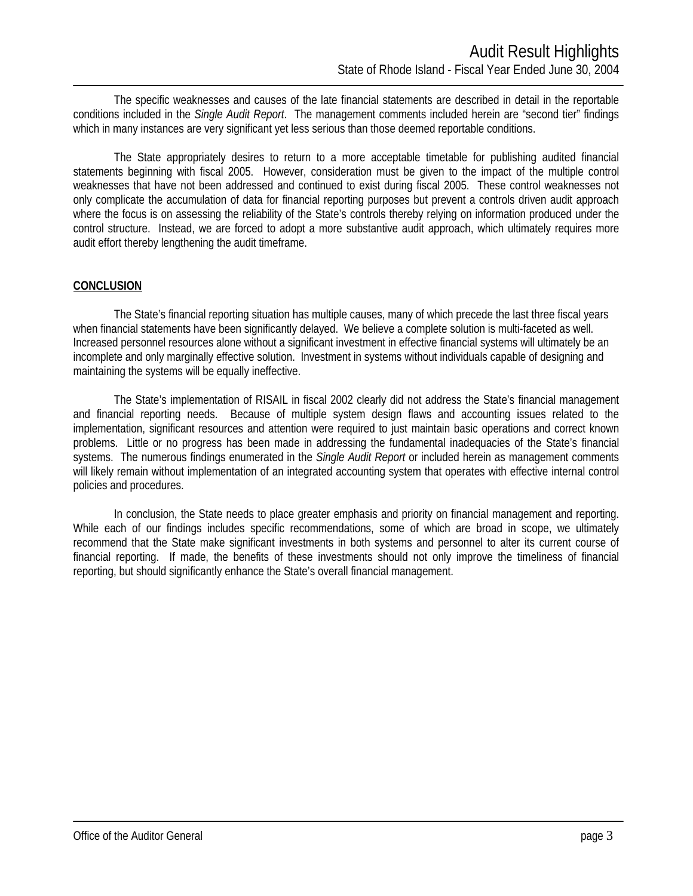The specific weaknesses and causes of the late financial statements are described in detail in the reportable conditions included in the *Single Audit Report*. The management comments included herein are "second tier" findings which in many instances are very significant yet less serious than those deemed reportable conditions.

The State appropriately desires to return to a more acceptable timetable for publishing audited financial statements beginning with fiscal 2005. However, consideration must be given to the impact of the multiple control weaknesses that have not been addressed and continued to exist during fiscal 2005. These control weaknesses not only complicate the accumulation of data for financial reporting purposes but prevent a controls driven audit approach where the focus is on assessing the reliability of the State's controls thereby relying on information produced under the control structure. Instead, we are forced to adopt a more substantive audit approach, which ultimately requires more audit effort thereby lengthening the audit timeframe.

**CONCLUSION**

The State's financial reporting situation has multiple causes, many of which precede the last three fiscal years when financial statements have been significantly delayed. We believe a complete solution is multi-faceted as well. Increased personnel resources alone without a significant investment in effective financial systems will ultimately be an incomplete and only marginally effective solution. Investment in systems without individuals capable of designing and maintaining the systems will be equally ineffective.

The State's implementation of RISAIL in fiscal 2002 clearly did not address the State's financial management and financial reporting needs. Because of multiple system design flaws and accounting issues related to the implementation, significant resources and attention were required to just maintain basic operations and correct known problems. Little or no progress has been made in addressing the fundamental inadequacies of the State's financial systems. The numerous findings enumerated in the *Single Audit Report* or included herein as management comments will likely remain without implementation of an integrated accounting system that operates with effective internal control policies and procedures.

In conclusion, the State needs to place greater emphasis and priority on financial management and reporting. While each of our findings includes specific recommendations, some of which are broad in scope, we ultimately recommend that the State make significant investments in both systems and personnel to alter its current course of financial reporting. If made, the benefits of these investments should not only improve the timeliness of financial reporting, but should significantly enhance the State's overall financial management.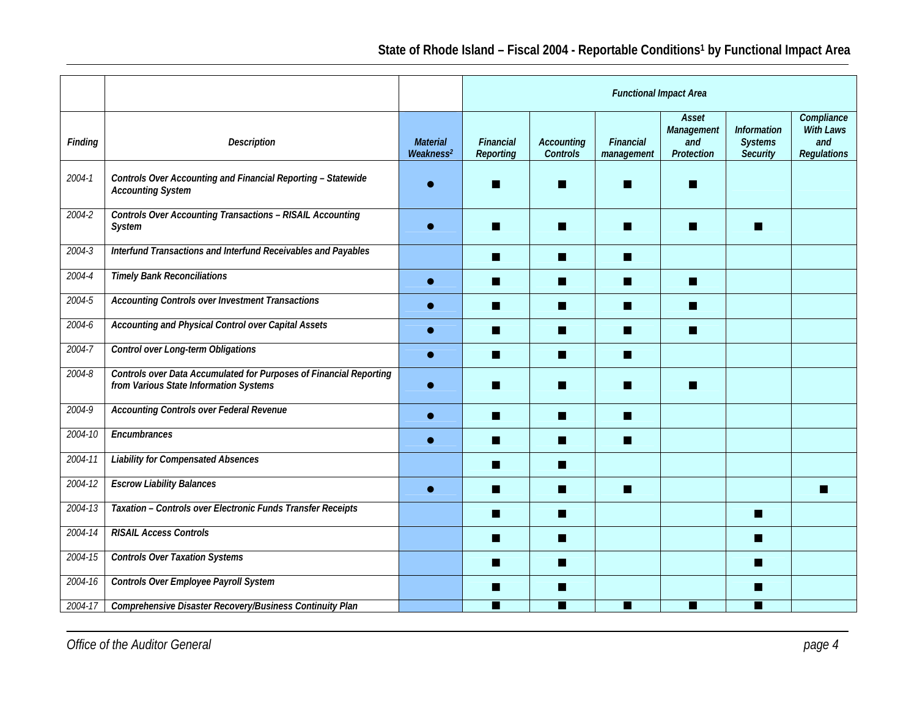## State of Rhode Island – Fiscal 2004 - Reportable Conditions[1] by Functional Impact Area

| | | | Functional Impact Area | | | | | |
|---|---|---|---|---|---|---|---|---|
| *Finding* | *Description* | *Material Weakness*[2] | *Financial Reporting* | *Accounting Controls* | *Financial management* | *Asset Management and Protection* | *Information Systems Security* | *Compliance With Laws and Regulations* |
| 2004-1 | Controls Over Accounting and Financial Reporting – Statewide Accounting System | ● | ■ | ■ | ■ | ■ | | |
| 2004-2 | Controls Over Accounting Transactions – RISAIL Accounting System | ● | ■ | ■ | ■ | ■ | ■ | |
| 2004-3 | Interfund Transactions and Interfund Receivables and Payables | | ■ | ■ | ■ | | | |
| 2004-4 | Timely Bank Reconciliations | ● | ■ | ■ | ■ | ■ | | |
| 2004-5 | Accounting Controls over Investment Transactions | ● | ■ | ■ | ■ | ■ | | |
| 2004-6 | Accounting and Physical Control over Capital Assets | ● | ■ | ■ | ■ | ■ | | |
| 2004-7 | Control over Long-term Obligations | ● | ■ | ■ | ■ | | | |
| 2004-8 | Controls over Data Accumulated for Purposes of Financial Reporting from Various State Information Systems | ● | ■ | ■ | ■ | ■ | | |
| 2004-9 | Accounting Controls over Federal Revenue | ● | ■ | ■ | ■ | | | |
| 2004-10 | Encumbrances | ● | ■ | ■ | ■ | | | |
| 2004-11 | Liability for Compensated Absences | | ■ | ■ | | | | |
| 2004-12 | Escrow Liability Balances | ● | ■ | ■ | ■ | | | ■ |
| 2004-13 | Taxation – Controls over Electronic Funds Transfer Receipts | | ■ | ■ | | | ■ | |
| 2004-14 | RISAIL Access Controls | | ■ | ■ | | | ■ | |
| 2004-15 | Controls Over Taxation Systems | | ■ | ■ | | | ■ | |
| 2004-16 | Controls Over Employee Payroll System | | ■ | ■ | | | ■ | |
| 2004-17 | Comprehensive Disaster Recovery/Business Continuity Plan | | ■ | ■ | ■ | ■ | ■ | |

Office of the Auditor General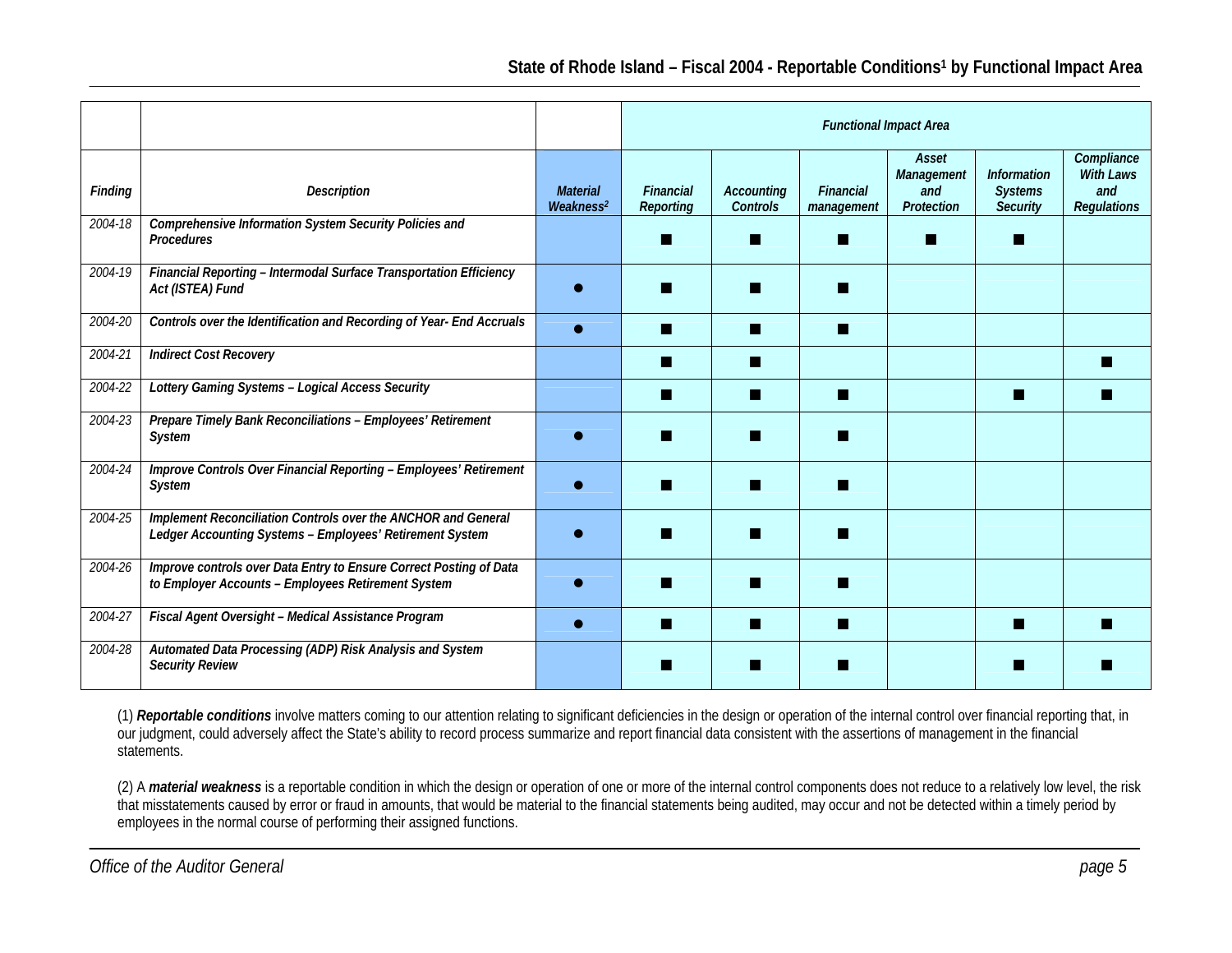## State of Rhode Island – Fiscal 2004 - Reportable Conditions[1] by Functional Impact Area

| | | | Functional Impact Area | | | | | |
|---|---|---|---|---|---|---|---|---|
| *Finding* | *Description* | *Material Weakness*[2] | *Financial Reporting* | *Accounting Controls* | *Financial management* | *Asset Management and Protection* | *Information Systems Security* | *Compliance With Laws and Regulations* |
| 2004-18 | ***Comprehensive Information System Security Policies and Procedures*** | | ■ | ■ | ■ | ■ | ■ | |
| 2004-19 | ***Financial Reporting – Intermodal Surface Transportation Efficiency Act (ISTEA) Fund*** | ● | ■ | ■ | ■ | | | |
| 2004-20 | ***Controls over the Identification and Recording of Year- End Accruals*** | ● | ■ | ■ | ■ | | | |
| 2004-21 | ***Indirect Cost Recovery*** | | ■ | ■ | | | | ■ |
| 2004-22 | ***Lottery Gaming Systems – Logical Access Security*** | | ■ | ■ | ■ | | ■ | ■ |
| 2004-23 | ***Prepare Timely Bank Reconciliations – Employees' Retirement System*** | ● | ■ | ■ | ■ | | | |
| 2004-24 | ***Improve Controls Over Financial Reporting – Employees' Retirement System*** | ● | ■ | ■ | ■ | | | |
| 2004-25 | ***Implement Reconciliation Controls over the ANCHOR and General Ledger Accounting Systems – Employees' Retirement System*** | ● | ■ | ■ | ■ | | | |
| 2004-26 | ***Improve controls over Data Entry to Ensure Correct Posting of Data to Employer Accounts – Employees Retirement System*** | ● | ■ | ■ | ■ | | | |
| 2004-27 | ***Fiscal Agent Oversight – Medical Assistance Program*** | ● | ■ | ■ | ■ | | ■ | ■ |
| 2004-28 | ***Automated Data Processing (ADP) Risk Analysis and System Security Review*** | | ■ | ■ | ■ | | ■ | ■ |

(1) ***Reportable conditions*** involve matters coming to our attention relating to significant deficiencies in the design or operation of the internal control over financial reporting that, in our judgment, could adversely affect the State's ability to record process summarize and report financial data consistent with the assertions of management in the financial statements.

(2) A ***material weakness*** is a reportable condition in which the design or operation of one or more of the internal control components does not reduce to a relatively low level, the risk that misstatements caused by error or fraud in amounts, that would be material to the financial statements being audited, may occur and not be detected within a timely period by employees in the normal course of performing their assigned functions.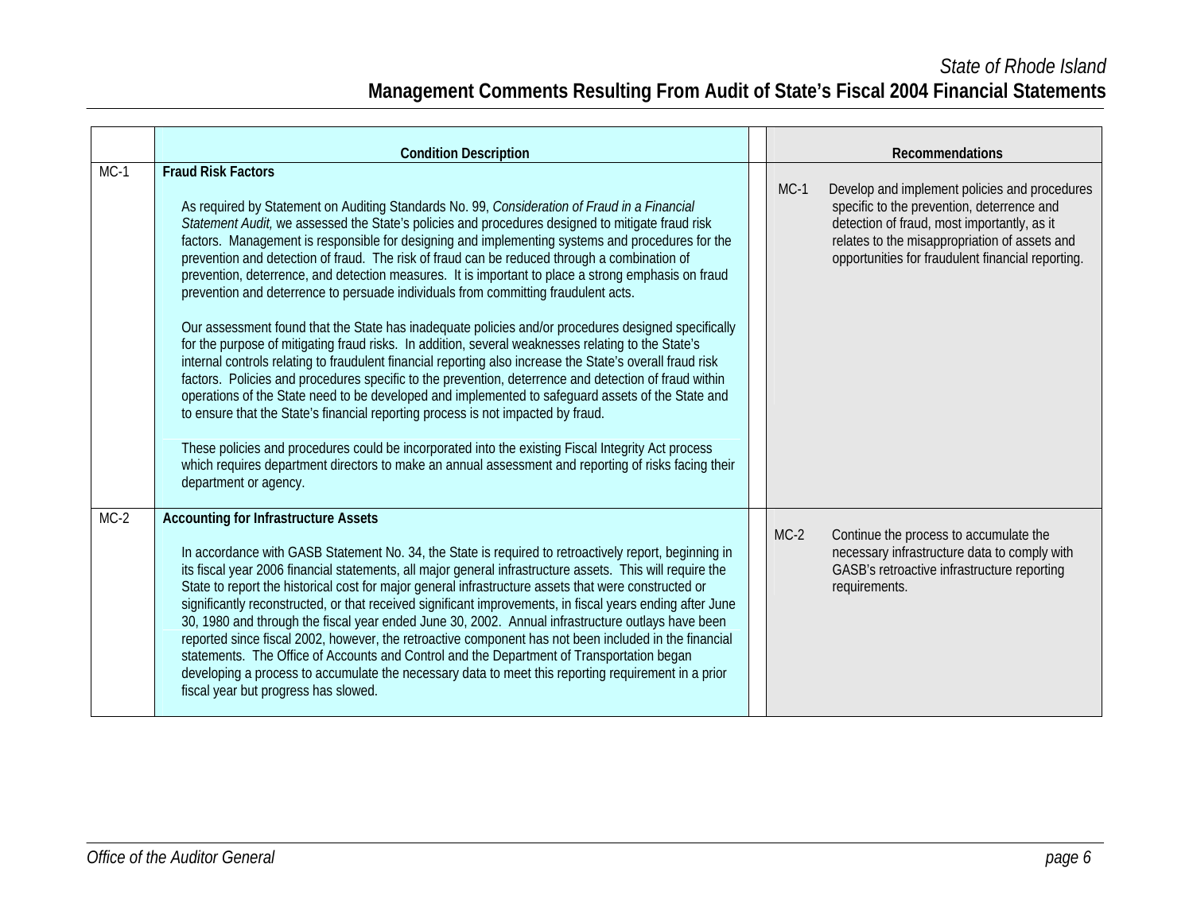| | Condition Description | Recommendations |
|---|---|---|
| MC-1 | **Fraud Risk Factors**<br><br>As required by Statement on Auditing Standards No. 99, *Consideration of Fraud in a Financial Statement Audit,* we assessed the State's policies and procedures designed to mitigate fraud risk factors. Management is responsible for designing and implementing systems and procedures for the prevention and detection of fraud. The risk of fraud can be reduced through a combination of prevention, deterrence, and detection measures. It is important to place a strong emphasis on fraud prevention and deterrence to persuade individuals from committing fraudulent acts.<br><br>Our assessment found that the State has inadequate policies and/or procedures designed specifically for the purpose of mitigating fraud risks. In addition, several weaknesses relating to the State's internal controls relating to fraudulent financial reporting also increase the State's overall fraud risk factors. Policies and procedures specific to the prevention, deterrence and detection of fraud within operations of the State need to be developed and implemented to safeguard assets of the State and to ensure that the State's financial reporting process is not impacted by fraud.<br><br>These policies and procedures could be incorporated into the existing Fiscal Integrity Act process which requires department directors to make an annual assessment and reporting of risks facing their department or agency. | MC-1 Develop and implement policies and procedures specific to the prevention, deterrence and detection of fraud, most importantly, as it relates to the misappropriation of assets and opportunities for fraudulent financial reporting. |
| MC-2 | **Accounting for Infrastructure Assets**<br><br>In accordance with GASB Statement No. 34, the State is required to retroactively report, beginning in its fiscal year 2006 financial statements, all major general infrastructure assets. This will require the State to report the historical cost for major general infrastructure assets that were constructed or significantly reconstructed, or that received significant improvements, in fiscal years ending after June 30, 1980 and through the fiscal year ended June 30, 2002. Annual infrastructure outlays have been reported since fiscal 2002, however, the retroactive component has not been included in the financial statements. The Office of Accounts and Control and the Department of Transportation began developing a process to accumulate the necessary data to meet this reporting requirement in a prior fiscal year but progress has slowed. | MC-2 Continue the process to accumulate the necessary infrastructure data to comply with GASB's retroactive infrastructure reporting requirements. |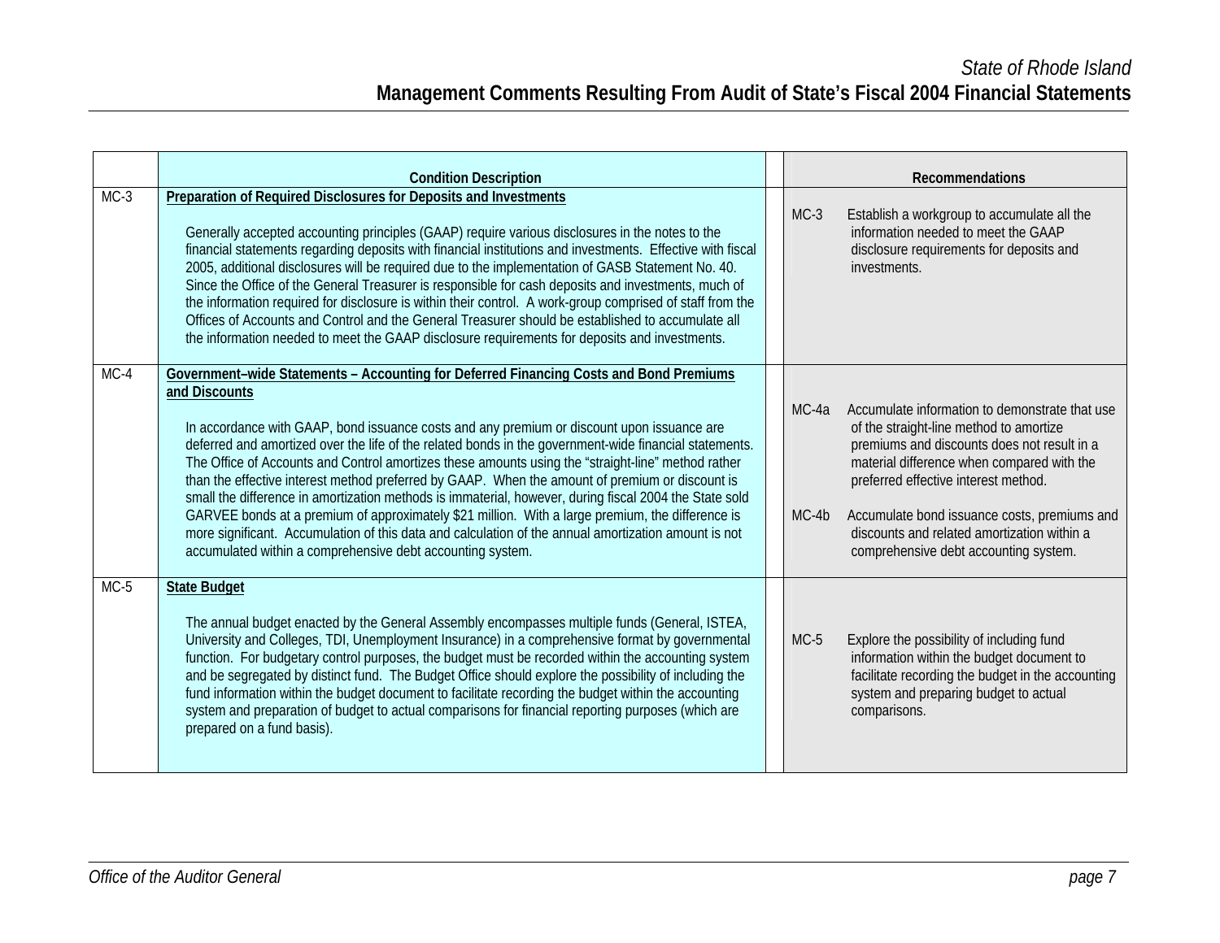| | Condition Description | Recommendations |
|---|---|---|
| MC-3 | **Preparation of Required Disclosures for Deposits and Investments**<br><br>Generally accepted accounting principles (GAAP) require various disclosures in the notes to the financial statements regarding deposits with financial institutions and investments. Effective with fiscal 2005, additional disclosures will be required due to the implementation of GASB Statement No. 40. Since the Office of the General Treasurer is responsible for cash deposits and investments, much of the information required for disclosure is within their control. A work-group comprised of staff from the Offices of Accounts and Control and the General Treasurer should be established to accumulate all the information needed to meet the GAAP disclosure requirements for deposits and investments. | MC-3 Establish a workgroup to accumulate all the information needed to meet the GAAP disclosure requirements for deposits and investments. |
| MC-4 | **Government–wide Statements – Accounting for Deferred Financing Costs and Bond Premiums and Discounts**<br><br>In accordance with GAAP, bond issuance costs and any premium or discount upon issuance are deferred and amortized over the life of the related bonds in the government-wide financial statements. The Office of Accounts and Control amortizes these amounts using the "straight-line" method rather than the effective interest method preferred by GAAP. When the amount of premium or discount is small the difference in amortization methods is immaterial, however, during fiscal 2004 the State sold GARVEE bonds at a premium of approximately $21 million. With a large premium, the difference is more significant. Accumulation of this data and calculation of the annual amortization amount is not accumulated within a comprehensive debt accounting system. | MC-4a Accumulate information to demonstrate that use of the straight-line method to amortize premiums and discounts does not result in a material difference when compared with the preferred effective interest method.<br><br>MC-4b Accumulate bond issuance costs, premiums and discounts and related amortization within a comprehensive debt accounting system. |
| MC-5 | **State Budget**<br><br>The annual budget enacted by the General Assembly encompasses multiple funds (General, ISTEA, University and Colleges, TDI, Unemployment Insurance) in a comprehensive format by governmental function. For budgetary control purposes, the budget must be recorded within the accounting system and be segregated by distinct fund. The Budget Office should explore the possibility of including the fund information within the budget document to facilitate recording the budget within the accounting system and preparation of budget to actual comparisons for financial reporting purposes (which are prepared on a fund basis). | MC-5 Explore the possibility of including fund information within the budget document to facilitate recording the budget in the accounting system and preparing budget to actual comparisons. |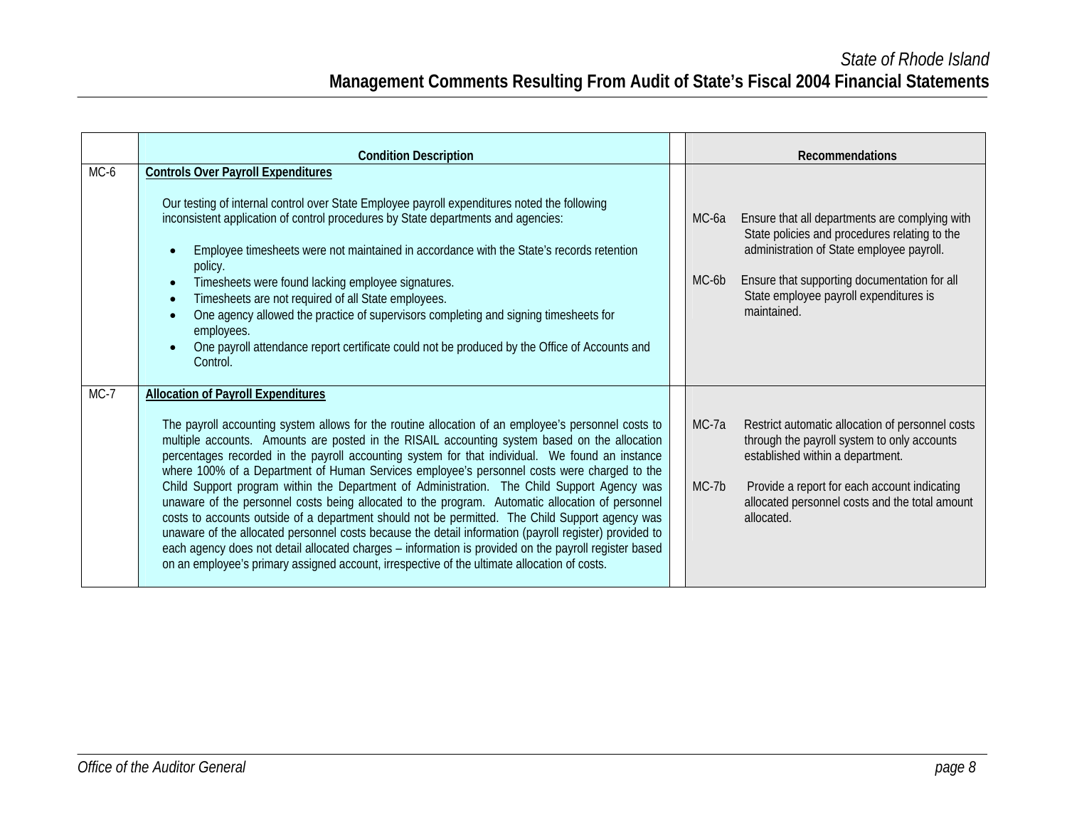| | Condition Description | | Recommendations |
|---|---|---|---|
| MC-6 | **Controls Over Payroll Expenditures**<br><br>Our testing of internal control over State Employee payroll expenditures noted the following inconsistent application of control procedures by State departments and agencies:<br><br>• Employee timesheets were not maintained in accordance with the State's records retention policy.<br>• Timesheets were found lacking employee signatures.<br>• Timesheets are not required of all State employees.<br>• One agency allowed the practice of supervisors completing and signing timesheets for employees.<br>• One payroll attendance report certificate could not be produced by the Office of Accounts and Control. | | MC-6a Ensure that all departments are complying with State policies and procedures relating to the administration of State employee payroll.<br><br>MC-6b Ensure that supporting documentation for all State employee payroll expenditures is maintained. |
| MC-7 | **Allocation of Payroll Expenditures**<br><br>The payroll accounting system allows for the routine allocation of an employee's personnel costs to multiple accounts. Amounts are posted in the RISAIL accounting system based on the allocation percentages recorded in the payroll accounting system for that individual. We found an instance where 100% of a Department of Human Services employee's personnel costs were charged to the Child Support program within the Department of Administration. The Child Support Agency was unaware of the personnel costs being allocated to the program. Automatic allocation of personnel costs to accounts outside of a department should not be permitted. The Child Support agency was unaware of the allocated personnel costs because the detail information (payroll register) provided to each agency does not detail allocated charges – information is provided on the payroll register based on an employee's primary assigned account, irrespective of the ultimate allocation of costs. | | MC-7a Restrict automatic allocation of personnel costs through the payroll system to only accounts established within a department.<br><br>MC-7b Provide a report for each account indicating allocated personnel costs and the total amount allocated. |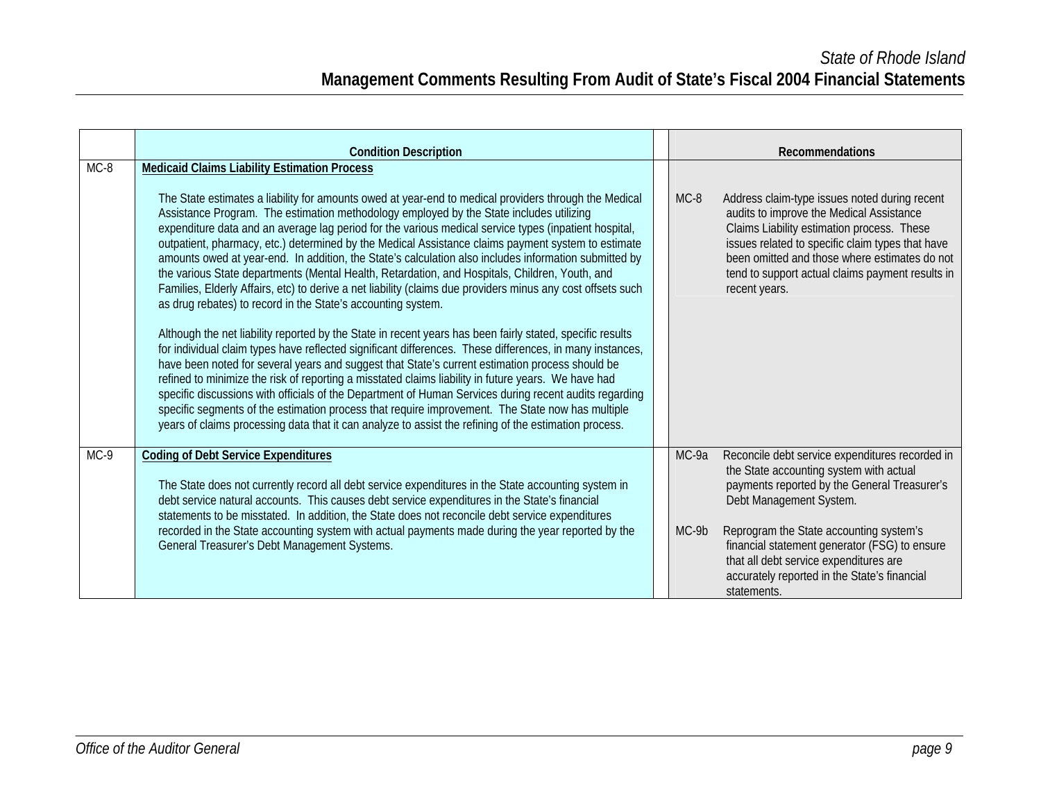| | Condition Description | Recommendations |
|---|---|---|
| MC-8 | **Medicaid Claims Liability Estimation Process**<br><br>The State estimates a liability for amounts owed at year-end to medical providers through the Medical Assistance Program. The estimation methodology employed by the State includes utilizing expenditure data and an average lag period for the various medical service types (inpatient hospital, outpatient, pharmacy, etc.) determined by the Medical Assistance claims payment system to estimate amounts owed at year-end. In addition, the State's calculation also includes information submitted by the various State departments (Mental Health, Retardation, and Hospitals, Children, Youth, and Families, Elderly Affairs, etc) to derive a net liability (claims due providers minus any cost offsets such as drug rebates) to record in the State's accounting system.<br><br>Although the net liability reported by the State in recent years has been fairly stated, specific results for individual claim types have reflected significant differences. These differences, in many instances, have been noted for several years and suggest that State's current estimation process should be refined to minimize the risk of reporting a misstated claims liability in future years. We have had specific discussions with officials of the Department of Human Services during recent audits regarding specific segments of the estimation process that require improvement. The State now has multiple years of claims processing data that it can analyze to assist the refining of the estimation process. | MC-8 Address claim-type issues noted during recent audits to improve the Medical Assistance Claims Liability estimation process. These issues related to specific claim types that have been omitted and those where estimates do not tend to support actual claims payment results in recent years. |
| MC-9 | **Coding of Debt Service Expenditures**<br><br>The State does not currently record all debt service expenditures in the State accounting system in debt service natural accounts. This causes debt service expenditures in the State's financial statements to be misstated. In addition, the State does not reconcile debt service expenditures recorded in the State accounting system with actual payments made during the year reported by the General Treasurer's Debt Management Systems. | MC-9a Reconcile debt service expenditures recorded in the State accounting system with actual payments reported by the General Treasurer's Debt Management System.<br><br>MC-9b Reprogram the State accounting system's financial statement generator (FSG) to ensure that all debt service expenditures are accurately reported in the State's financial statements. |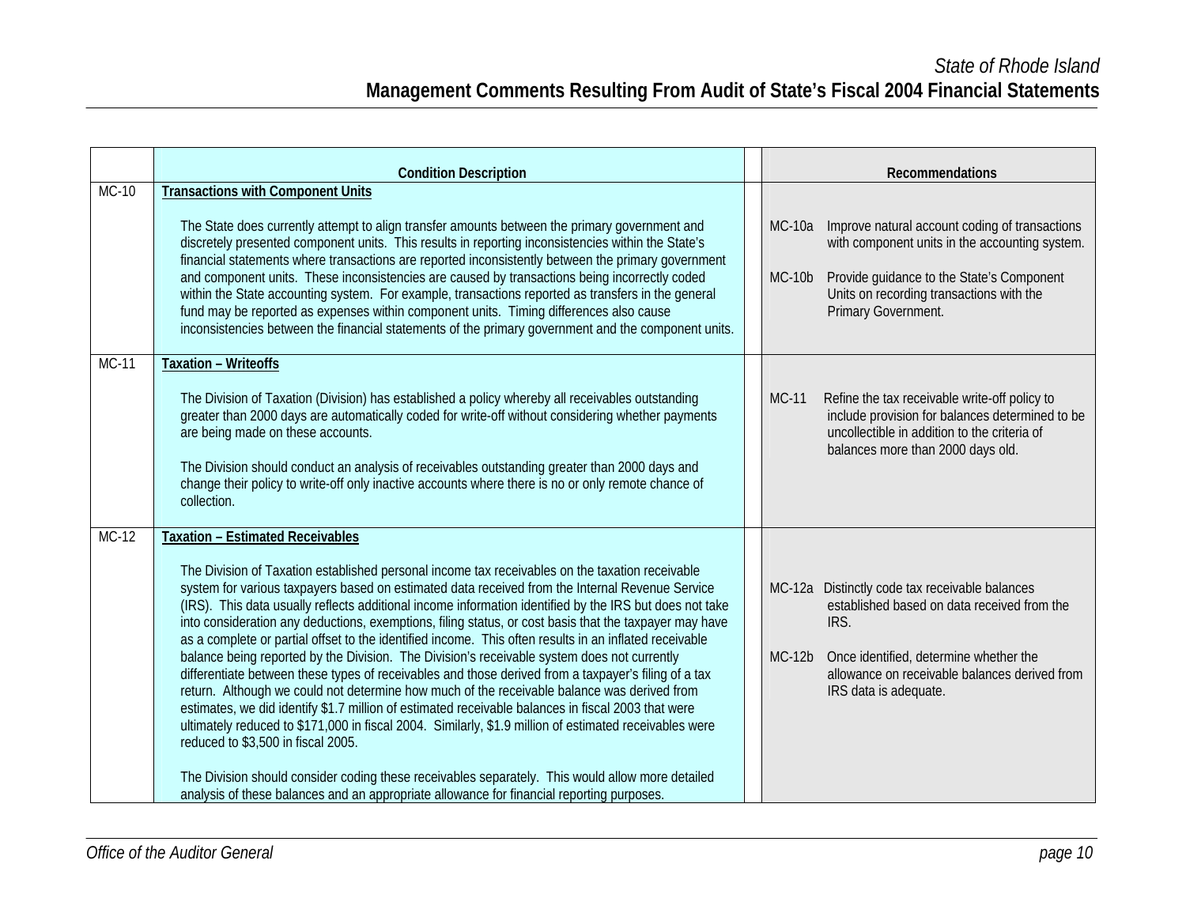| | Condition Description | Recommendations |
|---|---|---|
| MC-10 | **Transactions with Component Units**<br><br>The State does currently attempt to align transfer amounts between the primary government and discretely presented component units. This results in reporting inconsistencies within the State's financial statements where transactions are reported inconsistently between the primary government and component units. These inconsistencies are caused by transactions being incorrectly coded within the State accounting system. For example, transactions reported as transfers in the general fund may be reported as expenses within component units. Timing differences also cause inconsistencies between the financial statements of the primary government and the component units. | MC-10a Improve natural account coding of transactions with component units in the accounting system.<br><br>MC-10b Provide guidance to the State's Component Units on recording transactions with the Primary Government. |
| MC-11 | **Taxation – Writeoffs**<br><br>The Division of Taxation (Division) has established a policy whereby all receivables outstanding greater than 2000 days are automatically coded for write-off without considering whether payments are being made on these accounts.<br><br>The Division should conduct an analysis of receivables outstanding greater than 2000 days and change their policy to write-off only inactive accounts where there is no or only remote chance of collection. | MC-11 Refine the tax receivable write-off policy to include provision for balances determined to be uncollectible in addition to the criteria of balances more than 2000 days old. |
| MC-12 | **Taxation – Estimated Receivables**<br><br>The Division of Taxation established personal income tax receivables on the taxation receivable system for various taxpayers based on estimated data received from the Internal Revenue Service (IRS). This data usually reflects additional income information identified by the IRS but does not take into consideration any deductions, exemptions, filing status, or cost basis that the taxpayer may have as a complete or partial offset to the identified income. This often results in an inflated receivable balance being reported by the Division. The Division's receivable system does not currently differentiate between these types of receivables and those derived from a taxpayer's filing of a tax return. Although we could not determine how much of the receivable balance was derived from estimates, we did identify $1.7 million of estimated receivable balances in fiscal 2003 that were ultimately reduced to $171,000 in fiscal 2004. Similarly, $1.9 million of estimated receivables were reduced to $3,500 in fiscal 2005.<br><br>The Division should consider coding these receivables separately. This would allow more detailed analysis of these balances and an appropriate allowance for financial reporting purposes. | MC-12a Distinctly code tax receivable balances established based on data received from the IRS.<br><br>MC-12b Once identified, determine whether the allowance on receivable balances derived from IRS data is adequate. |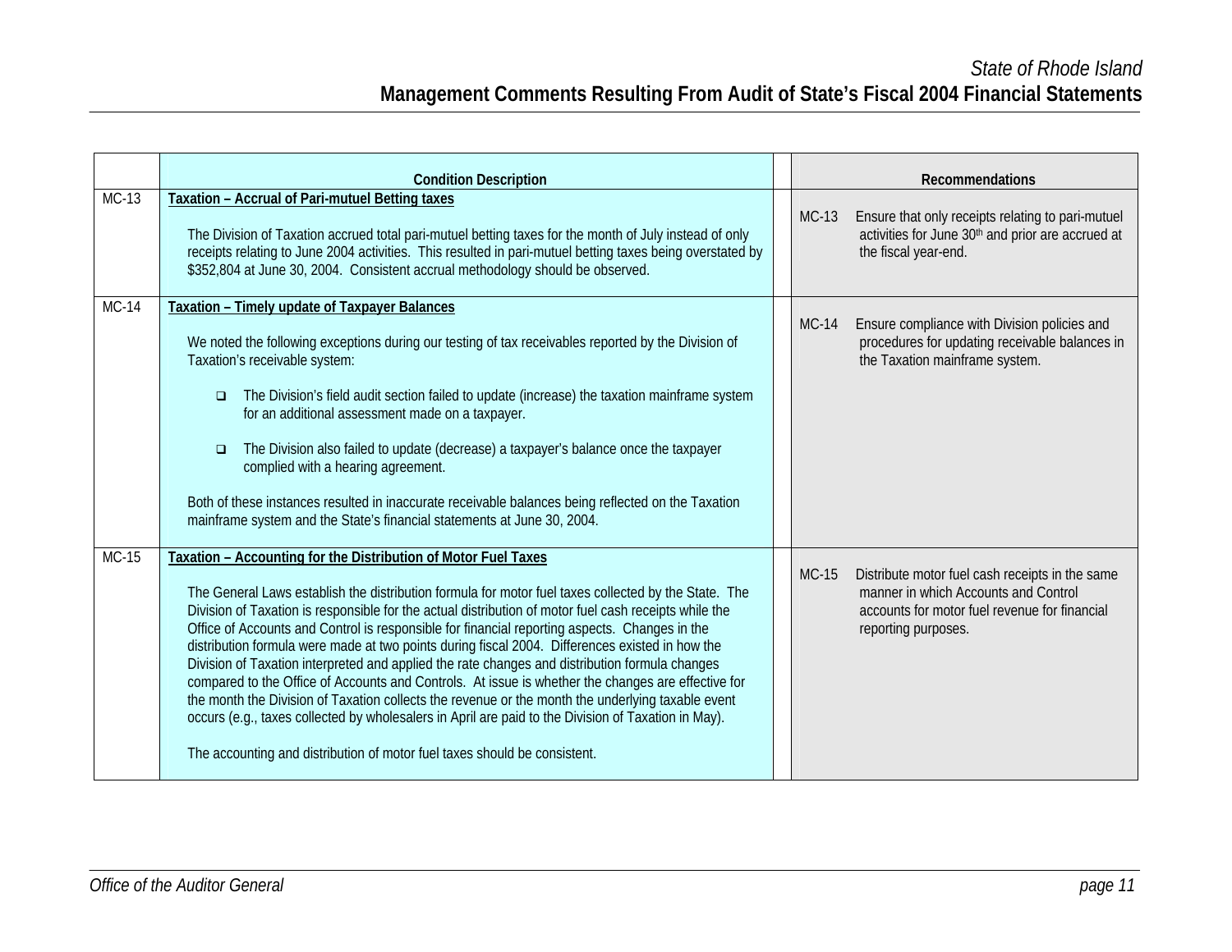| | Condition Description | Recommendations |
|---|---|---|
| MC-13 | **Taxation – Accrual of Pari-mutuel Betting taxes**<br><br>The Division of Taxation accrued total pari-mutuel betting taxes for the month of July instead of only receipts relating to June 2004 activities. This resulted in pari-mutuel betting taxes being overstated by $352,804 at June 30, 2004. Consistent accrual methodology should be observed. | MC-13 Ensure that only receipts relating to pari-mutuel activities for June 30th and prior are accrued at the fiscal year-end. |
| MC-14 | **Taxation – Timely update of Taxpayer Balances**<br><br>We noted the following exceptions during our testing of tax receivables reported by the Division of Taxation's receivable system:<br><br>- The Division's field audit section failed to update (increase) the taxation mainframe system for an additional assessment made on a taxpayer.<br>- The Division also failed to update (decrease) a taxpayer's balance once the taxpayer complied with a hearing agreement.<br><br>Both of these instances resulted in inaccurate receivable balances being reflected on the Taxation mainframe system and the State's financial statements at June 30, 2004. | MC-14 Ensure compliance with Division policies and procedures for updating receivable balances in the Taxation mainframe system. |
| MC-15 | **Taxation – Accounting for the Distribution of Motor Fuel Taxes**<br><br>The General Laws establish the distribution formula for motor fuel taxes collected by the State. The Division of Taxation is responsible for the actual distribution of motor fuel cash receipts while the Office of Accounts and Control is responsible for financial reporting aspects. Changes in the distribution formula were made at two points during fiscal 2004. Differences existed in how the Division of Taxation interpreted and applied the rate changes and distribution formula changes compared to the Office of Accounts and Controls. At issue is whether the changes are effective for the month the Division of Taxation collects the revenue or the month the underlying taxable event occurs (e.g., taxes collected by wholesalers in April are paid to the Division of Taxation in May).<br><br>The accounting and distribution of motor fuel taxes should be consistent. | MC-15 Distribute motor fuel cash receipts in the same manner in which Accounts and Control accounts for motor fuel revenue for financial reporting purposes. |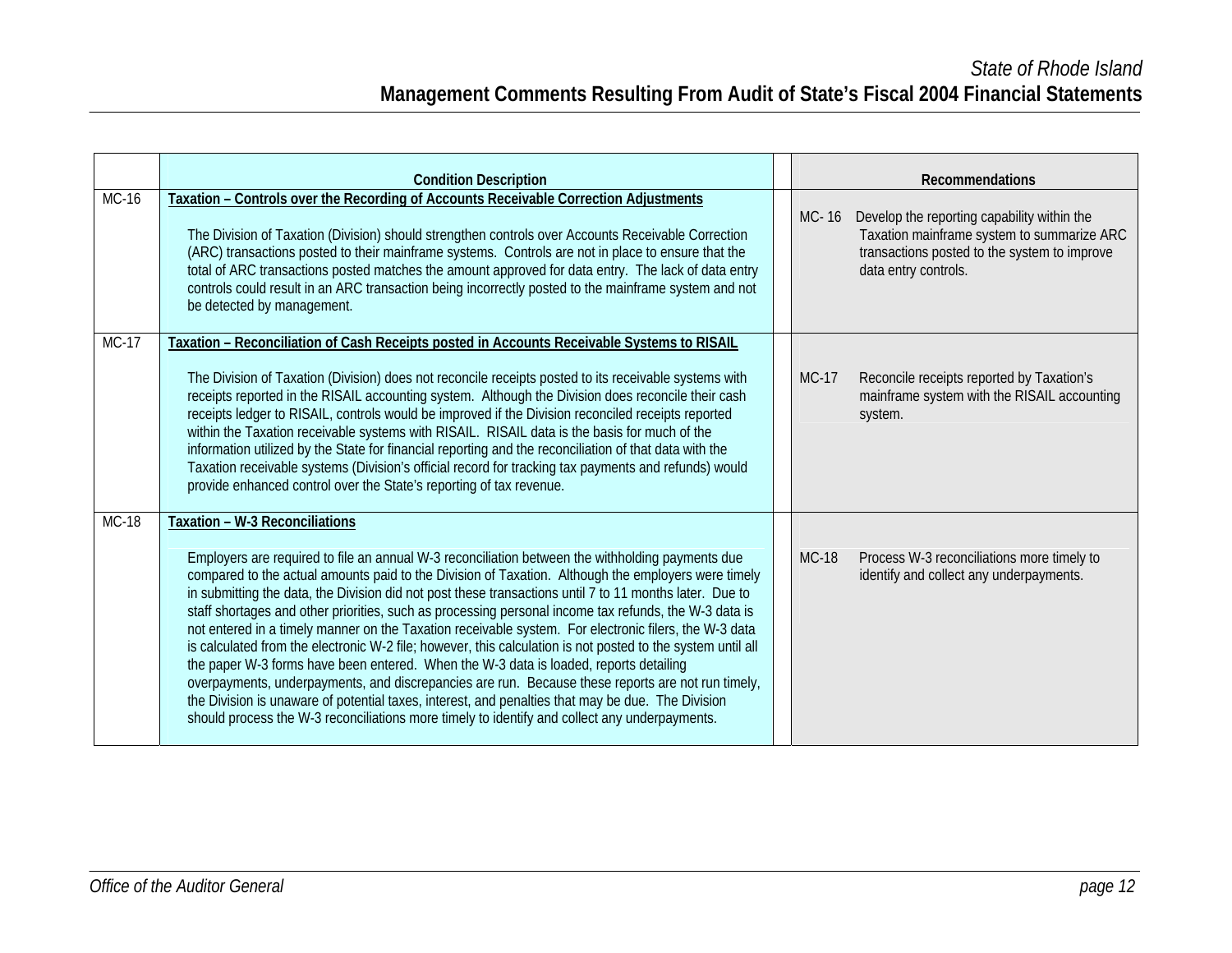| | Condition Description | Recommendations |
|---|---|---|
| MC-16 | **Taxation – Controls over the Recording of Accounts Receivable Correction Adjustments**<br><br>The Division of Taxation (Division) should strengthen controls over Accounts Receivable Correction (ARC) transactions posted to their mainframe systems. Controls are not in place to ensure that the total of ARC transactions posted matches the amount approved for data entry. The lack of data entry controls could result in an ARC transaction being incorrectly posted to the mainframe system and not be detected by management. | MC- 16 Develop the reporting capability within the Taxation mainframe system to summarize ARC transactions posted to the system to improve data entry controls. |
| MC-17 | **Taxation – Reconciliation of Cash Receipts posted in Accounts Receivable Systems to RISAIL**<br><br>The Division of Taxation (Division) does not reconcile receipts posted to its receivable systems with receipts reported in the RISAIL accounting system. Although the Division does reconcile their cash receipts ledger to RISAIL, controls would be improved if the Division reconciled receipts reported within the Taxation receivable systems with RISAIL. RISAIL data is the basis for much of the information utilized by the State for financial reporting and the reconciliation of that data with the Taxation receivable systems (Division's official record for tracking tax payments and refunds) would provide enhanced control over the State's reporting of tax revenue. | MC-17 Reconcile receipts reported by Taxation's mainframe system with the RISAIL accounting system. |
| MC-18 | **Taxation – W-3 Reconciliations**<br><br>Employers are required to file an annual W-3 reconciliation between the withholding payments due compared to the actual amounts paid to the Division of Taxation. Although the employers were timely in submitting the data, the Division did not post these transactions until 7 to 11 months later. Due to staff shortages and other priorities, such as processing personal income tax refunds, the W-3 data is not entered in a timely manner on the Taxation receivable system. For electronic filers, the W-3 data is calculated from the electronic W-2 file; however, this calculation is not posted to the system until all the paper W-3 forms have been entered. When the W-3 data is loaded, reports detailing overpayments, underpayments, and discrepancies are run. Because these reports are not run timely, the Division is unaware of potential taxes, interest, and penalties that may be due. The Division should process the W-3 reconciliations more timely to identify and collect any underpayments. | MC-18 Process W-3 reconciliations more timely to identify and collect any underpayments. |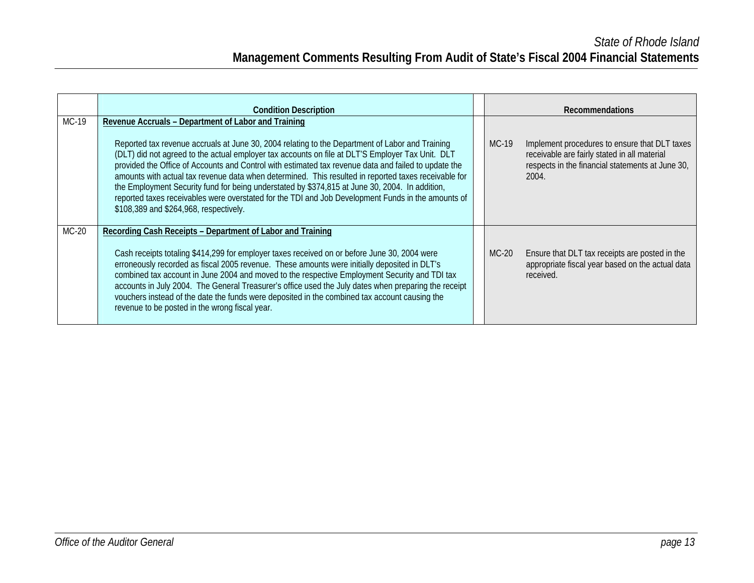| | Condition Description | Recommendations |
|---|---|---|
| MC-19 | **Revenue Accruals – Department of Labor and Training**<br><br>Reported tax revenue accruals at June 30, 2004 relating to the Department of Labor and Training (DLT) did not agreed to the actual employer tax accounts on file at DLT'S Employer Tax Unit. DLT provided the Office of Accounts and Control with estimated tax revenue data and failed to update the amounts with actual tax revenue data when determined. This resulted in reported taxes receivable for the Employment Security fund for being understated by $374,815 at June 30, 2004. In addition, reported taxes receivables were overstated for the TDI and Job Development Funds in the amounts of $108,389 and $264,968, respectively. | MC-19 Implement procedures to ensure that DLT taxes receivable are fairly stated in all material respects in the financial statements at June 30, 2004. |
| MC-20 | **Recording Cash Receipts – Department of Labor and Training**<br><br>Cash receipts totaling $414,299 for employer taxes received on or before June 30, 2004 were erroneously recorded as fiscal 2005 revenue. These amounts were initially deposited in DLT's combined tax account in June 2004 and moved to the respective Employment Security and TDI tax accounts in July 2004. The General Treasurer's office used the July dates when preparing the receipt vouchers instead of the date the funds were deposited in the combined tax account causing the revenue to be posted in the wrong fiscal year. | MC-20 Ensure that DLT tax receipts are posted in the appropriate fiscal year based on the actual data received. |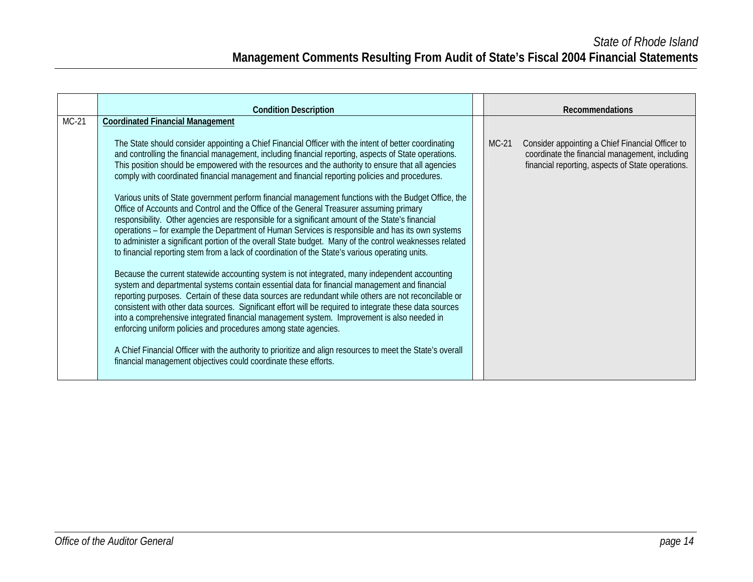| | Condition Description | Recommendations |
|---|---|---|
| MC-21 | **Coordinated Financial Management**<br><br>The State should consider appointing a Chief Financial Officer with the intent of better coordinating and controlling the financial management, including financial reporting, aspects of State operations. This position should be empowered with the resources and the authority to ensure that all agencies comply with coordinated financial management and financial reporting policies and procedures.<br><br>Various units of State government perform financial management functions with the Budget Office, the Office of Accounts and Control and the Office of the General Treasurer assuming primary responsibility. Other agencies are responsible for a significant amount of the State's financial operations – for example the Department of Human Services is responsible and has its own systems to administer a significant portion of the overall State budget. Many of the control weaknesses related to financial reporting stem from a lack of coordination of the State's various operating units.<br><br>Because the current statewide accounting system is not integrated, many independent accounting system and departmental systems contain essential data for financial management and financial reporting purposes. Certain of these data sources are redundant while others are not reconcilable or consistent with other data sources. Significant effort will be required to integrate these data sources into a comprehensive integrated financial management system. Improvement is also needed in enforcing uniform policies and procedures among state agencies.<br><br>A Chief Financial Officer with the authority to prioritize and align resources to meet the State's overall financial management objectives could coordinate these efforts. | MC-21 Consider appointing a Chief Financial Officer to coordinate the financial management, including financial reporting, aspects of State operations. |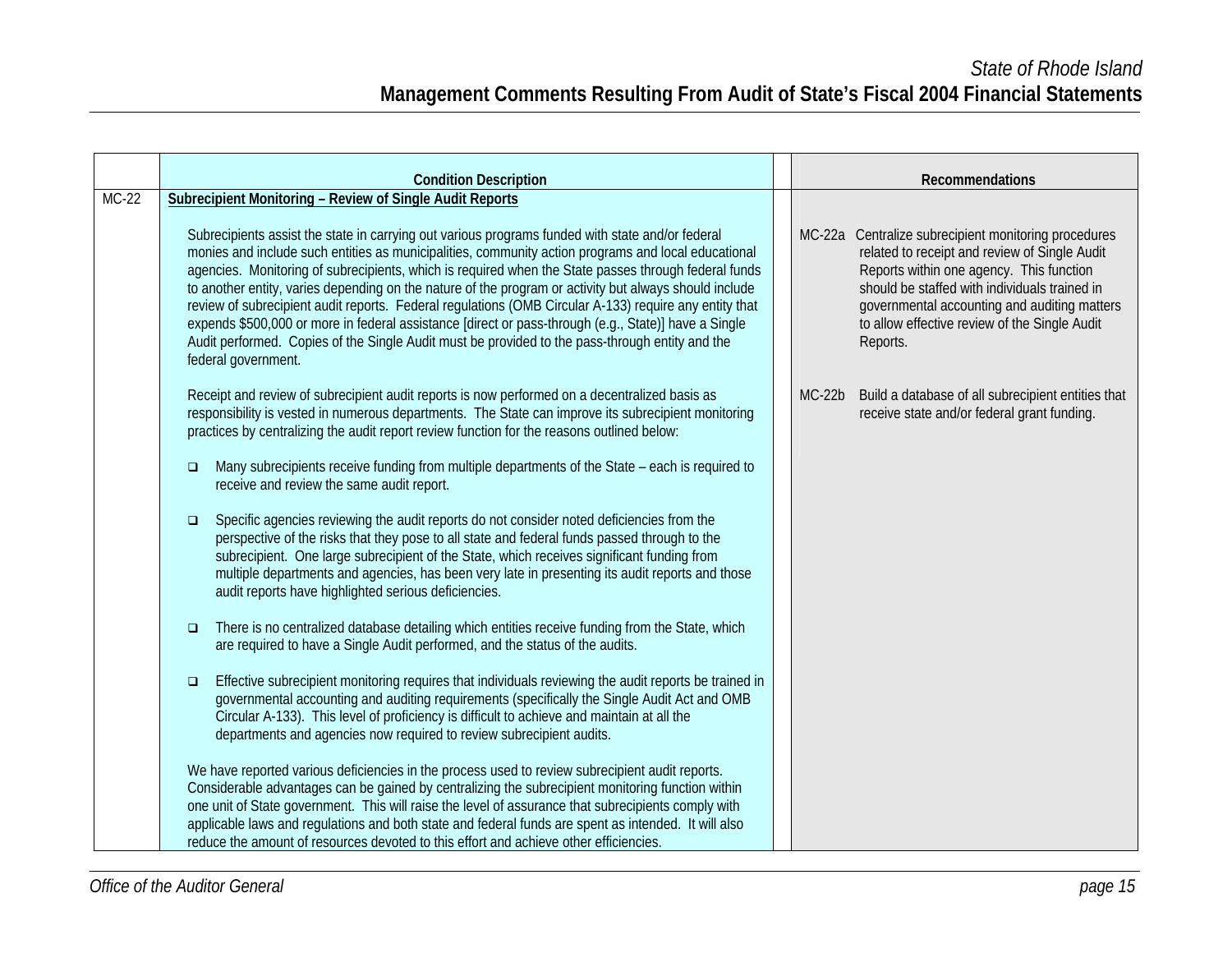| | Condition Description | Recommendations |
|---|---|---|
| MC-22 | **Subrecipient Monitoring – Review of Single Audit Reports**<br><br>Subrecipients assist the state in carrying out various programs funded with state and/or federal monies and include such entities as municipalities, community action programs and local educational agencies. Monitoring of subrecipients, which is required when the State passes through federal funds to another entity, varies depending on the nature of the program or activity but always should include review of subrecipient audit reports. Federal regulations (OMB Circular A-133) require any entity that expends $500,000 or more in federal assistance [direct or pass-through (e.g., State)] have a Single Audit performed. Copies of the Single Audit must be provided to the pass-through entity and the federal government.<br><br>Receipt and review of subrecipient audit reports is now performed on a decentralized basis as responsibility is vested in numerous departments. The State can improve its subrecipient monitoring practices by centralizing the audit report review function for the reasons outlined below:<br><br>- Many subrecipients receive funding from multiple departments of the State – each is required to receive and review the same audit report.<br>- Specific agencies reviewing the audit reports do not consider noted deficiencies from the perspective of the risks that they pose to all state and federal funds passed through to the subrecipient. One large subrecipient of the State, which receives significant funding from multiple departments and agencies, has been very late in presenting its audit reports and those audit reports have highlighted serious deficiencies.<br>- There is no centralized database detailing which entities receive funding from the State, which are required to have a Single Audit performed, and the status of the audits.<br>- Effective subrecipient monitoring requires that individuals reviewing the audit reports be trained in governmental accounting and auditing requirements (specifically the Single Audit Act and OMB Circular A-133). This level of proficiency is difficult to achieve and maintain at all the departments and agencies now required to review subrecipient audits.<br><br>We have reported various deficiencies in the process used to review subrecipient audit reports. Considerable advantages can be gained by centralizing the subrecipient monitoring function within one unit of State government. This will raise the level of assurance that subrecipients comply with applicable laws and regulations and both state and federal funds are spent as intended. It will also reduce the amount of resources devoted to this effort and achieve other efficiencies. | MC-22a Centralize subrecipient monitoring procedures related to receipt and review of Single Audit Reports within one agency. This function should be staffed with individuals trained in governmental accounting and auditing matters to allow effective review of the Single Audit Reports.<br><br>MC-22b Build a database of all subrecipient entities that receive state and/or federal grant funding. |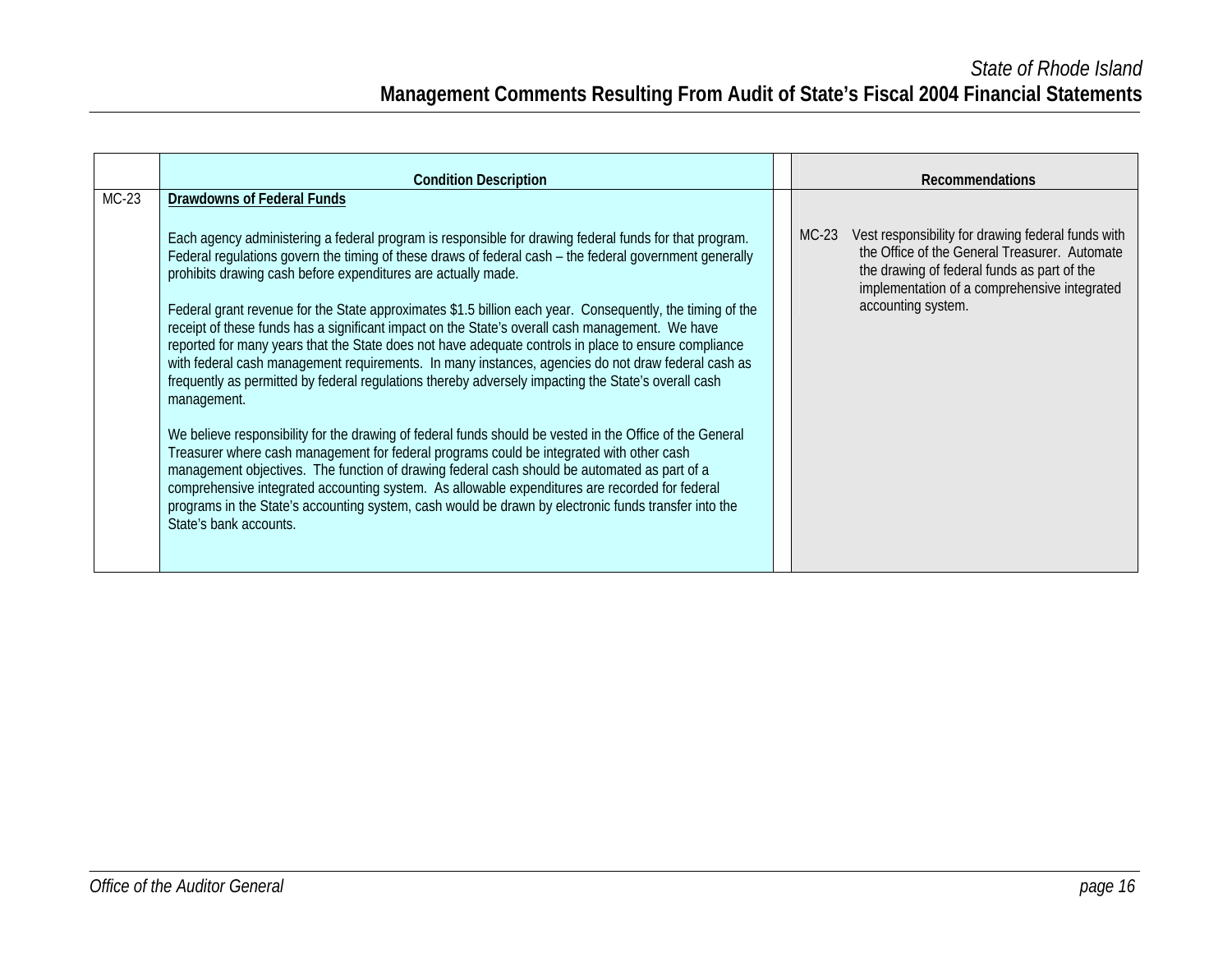| | Condition Description | | Recommendations |
|---|---|---|---|
| MC-23 | **Drawdowns of Federal Funds**<br><br>Each agency administering a federal program is responsible for drawing federal funds for that program. Federal regulations govern the timing of these draws of federal cash – the federal government generally prohibits drawing cash before expenditures are actually made.<br><br>Federal grant revenue for the State approximates $1.5 billion each year. Consequently, the timing of the receipt of these funds has a significant impact on the State's overall cash management. We have reported for many years that the State does not have adequate controls in place to ensure compliance with federal cash management requirements. In many instances, agencies do not draw federal cash as frequently as permitted by federal regulations thereby adversely impacting the State's overall cash management.<br><br>We believe responsibility for the drawing of federal funds should be vested in the Office of the General Treasurer where cash management for federal programs could be integrated with other cash management objectives. The function of drawing federal cash should be automated as part of a comprehensive integrated accounting system. As allowable expenditures are recorded for federal programs in the State's accounting system, cash would be drawn by electronic funds transfer into the State's bank accounts. | | MC-23 Vest responsibility for drawing federal funds with the Office of the General Treasurer. Automate the drawing of federal funds as part of the implementation of a comprehensive integrated accounting system. |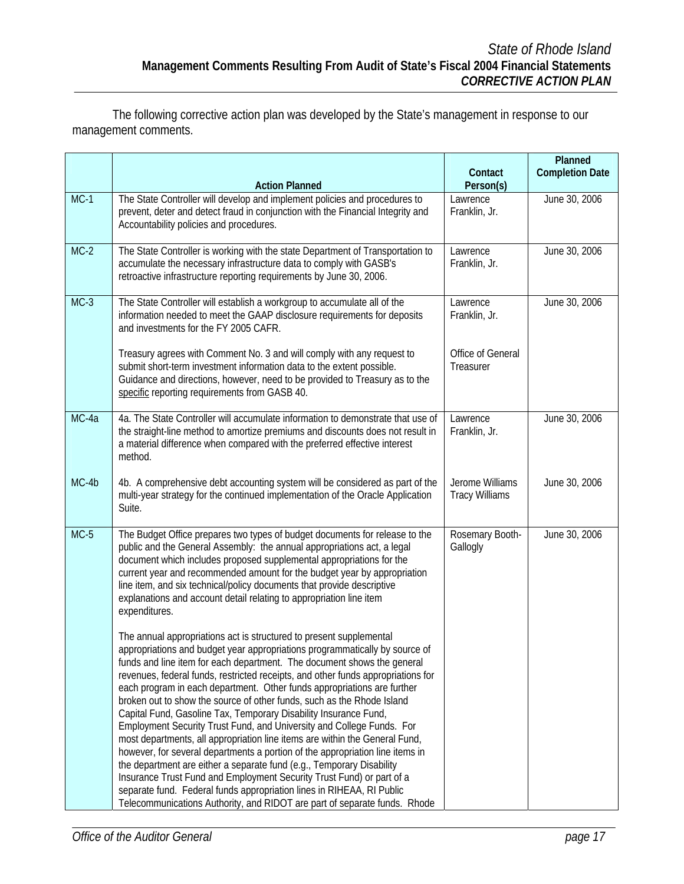State of Rhode Island

**Management Comments Resulting From Audit of State's Fiscal 2004 Financial Statements**

***CORRECTIVE ACTION PLAN***

The following corrective action plan was developed by the State's management in response to our management comments.

| | Action Planned | Contact Person(s) | Planned Completion Date |
|---|---|---|---|
| MC-1 | The State Controller will develop and implement policies and procedures to prevent, deter and detect fraud in conjunction with the Financial Integrity and Accountability policies and procedures. | Lawrence Franklin, Jr. | June 30, 2006 |
| MC-2 | The State Controller is working with the state Department of Transportation to accumulate the necessary infrastructure data to comply with GASB's retroactive infrastructure reporting requirements by June 30, 2006. | Lawrence Franklin, Jr. | June 30, 2006 |
| MC-3 | The State Controller will establish a workgroup to accumulate all of the information needed to meet the GAAP disclosure requirements for deposits and investments for the FY 2005 CAFR.<br><br>Treasury agrees with Comment No. 3 and will comply with any request to submit short-term investment information data to the extent possible. Guidance and directions, however, need to be provided to Treasury as to the <u>specific</u> reporting requirements from GASB 40. | Lawrence Franklin, Jr.<br><br>Office of General Treasurer | June 30, 2006 |
| MC-4a | 4a. The State Controller will accumulate information to demonstrate that use of the straight-line method to amortize premiums and discounts does not result in a material difference when compared with the preferred effective interest method. | Lawrence Franklin, Jr. | June 30, 2006 |
| MC-4b | 4b. A comprehensive debt accounting system will be considered as part of the multi-year strategy for the continued implementation of the Oracle Application Suite. | Jerome Williams<br>Tracy Williams | June 30, 2006 |
| MC-5 | The Budget Office prepares two types of budget documents for release to the public and the General Assembly: the annual appropriations act, a legal document which includes proposed supplemental appropriations for the current year and recommended amount for the budget year by appropriation line item, and six technical/policy documents that provide descriptive explanations and account detail relating to appropriation line item expenditures.<br><br>The annual appropriations act is structured to present supplemental appropriations and budget year appropriations programmatically by source of funds and line item for each department. The document shows the general revenues, federal funds, restricted receipts, and other funds appropriations for each program in each department. Other funds appropriations are further broken out to show the source of other funds, such as the Rhode Island Capital Fund, Gasoline Tax, Temporary Disability Insurance Fund, Employment Security Trust Fund, and University and College Funds. For most departments, all appropriation line items are within the General Fund, however, for several departments a portion of the appropriation line items in the department are either a separate fund (e.g., Temporary Disability Insurance Trust Fund and Employment Security Trust Fund) or part of a separate fund. Federal funds appropriation lines in RIHEAA, RI Public Telecommunications Authority, and RIDOT are part of separate funds. Rhode | Rosemary Booth-Gallogly | June 30, 2006 |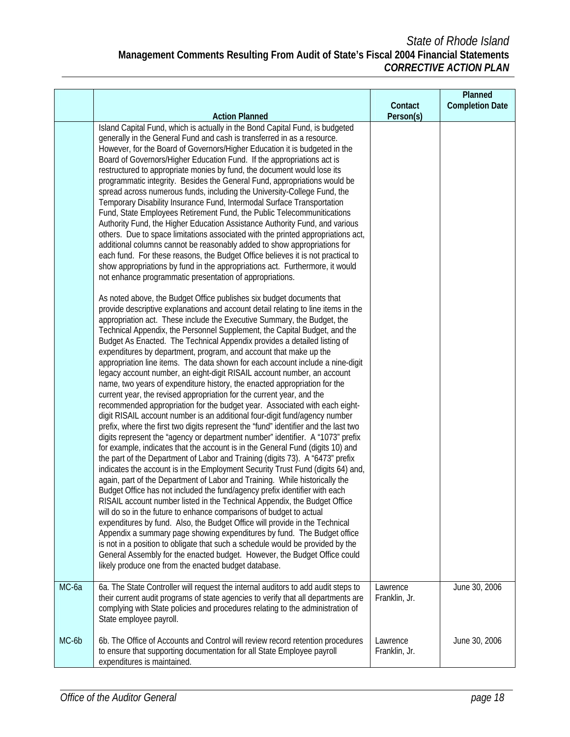| | Action Planned | Contact Person(s) | Planned Completion Date |
|---|---|---|---|
| | Island Capital Fund, which is actually in the Bond Capital Fund, is budgeted generally in the General Fund and cash is transferred in as a resource. However, for the Board of Governors/Higher Education it is budgeted in the Board of Governors/Higher Education Fund. If the appropriations act is restructured to appropriate monies by fund, the document would lose its programmatic integrity. Besides the General Fund, appropriations would be spread across numerous funds, including the University-College Fund, the Temporary Disability Insurance Fund, Intermodal Surface Transportation Fund, State Employees Retirement Fund, the Public Telecommunitications Authority Fund, the Higher Education Assistance Authority Fund, and various others. Due to space limitations associated with the printed appropriations act, additional columns cannot be reasonably added to show appropriations for each fund. For these reasons, the Budget Office believes it is not practical to show appropriations by fund in the appropriations act. Furthermore, it would not enhance programmatic presentation of appropriations.<br><br>As noted above, the Budget Office publishes six budget documents that provide descriptive explanations and account detail relating to line items in the appropriation act. These include the Executive Summary, the Budget, the Technical Appendix, the Personnel Supplement, the Capital Budget, and the Budget As Enacted. The Technical Appendix provides a detailed listing of expenditures by department, program, and account that make up the appropriation line items. The data shown for each account include a nine-digit legacy account number, an eight-digit RISAIL account number, an account name, two years of expenditure history, the enacted appropriation for the current year, the revised appropriation for the current year, and the recommended appropriation for the budget year. Associated with each eight-digit RISAIL account number is an additional four-digit fund/agency number prefix, where the first two digits represent the "fund" identifier and the last two digits represent the "agency or department number" identifier. A "1073" prefix for example, indicates that the account is in the General Fund (digits 10) and the part of the Department of Labor and Training (digits 73). A "6473" prefix indicates that the account is in the Employment Security Trust Fund (digits 64) and, again, part of the Department of Labor and Training. While historically the Budget Office has not included the fund/agency prefix identifier with each RISAIL account number listed in the Technical Appendix, the Budget Office will do so in the future to enhance comparisons of budget to actual expenditures by fund. Also, the Budget Office will provide in the Technical Appendix a summary page showing expenditures by fund. The Budget office is not in a position to obligate that such a schedule would be provided by the General Assembly for the enacted budget. However, the Budget Office could likely produce one from the enacted budget database. | | |
| MC-6a | 6a. The State Controller will request the internal auditors to add audit steps to their current audit programs of state agencies to verify that all departments are complying with State policies and procedures relating to the administration of State employee payroll. | Lawrence Franklin, Jr. | June 30, 2006 |
| MC-6b | 6b. The Office of Accounts and Control will review record retention procedures to ensure that supporting documentation for all State Employee payroll expenditures is maintained. | Lawrence Franklin, Jr. | June 30, 2006 |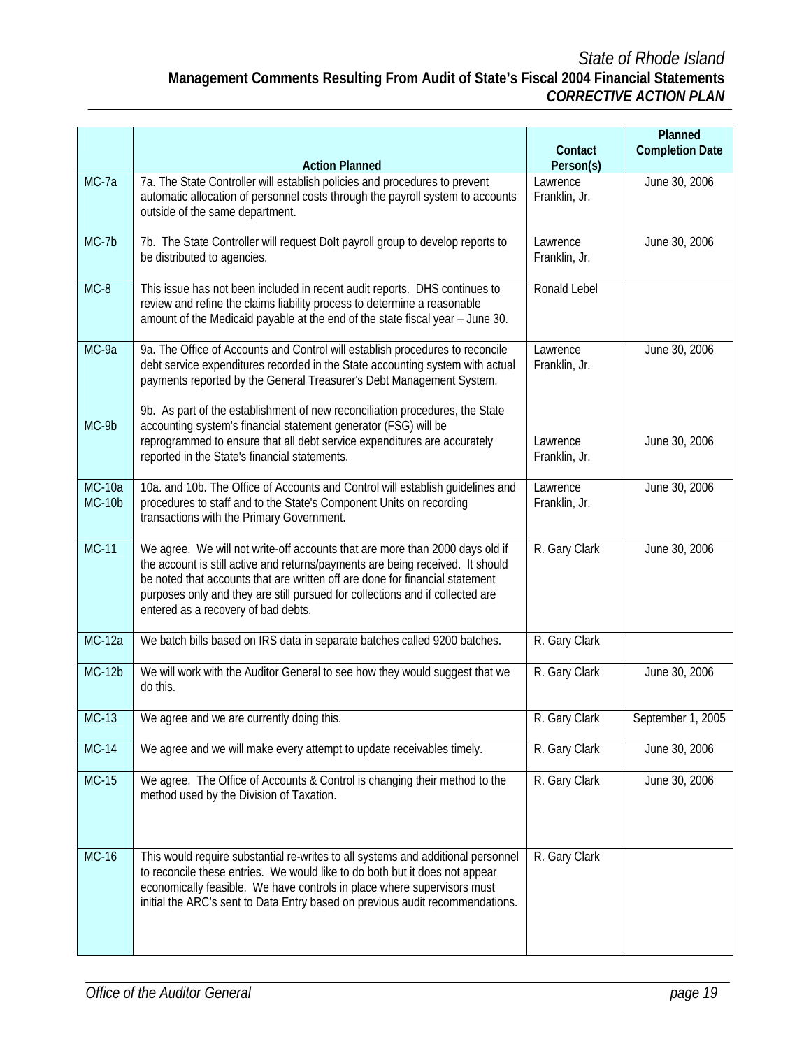*State of Rhode Island*
**Management Comments Resulting From Audit of State's Fiscal 2004 Financial Statements**
***CORRECTIVE ACTION PLAN***

| | Action Planned | Contact Person(s) | Planned Completion Date |
|---|---|---|---|
| MC-7a | 7a. The State Controller will establish policies and procedures to prevent automatic allocation of personnel costs through the payroll system to accounts outside of the same department. | Lawrence Franklin, Jr. | June 30, 2006 |
| MC-7b | 7b. The State Controller will request DoIt payroll group to develop reports to be distributed to agencies. | Lawrence Franklin, Jr. | June 30, 2006 |
| MC-8 | This issue has not been included in recent audit reports. DHS continues to review and refine the claims liability process to determine a reasonable amount of the Medicaid payable at the end of the state fiscal year – June 30. | Ronald Lebel | |
| MC-9a | 9a. The Office of Accounts and Control will establish procedures to reconcile debt service expenditures recorded in the State accounting system with actual payments reported by the General Treasurer's Debt Management System. | Lawrence Franklin, Jr. | June 30, 2006 |
| MC-9b | 9b. As part of the establishment of new reconciliation procedures, the State accounting system's financial statement generator (FSG) will be reprogrammed to ensure that all debt service expenditures are accurately reported in the State's financial statements. | Lawrence Franklin, Jr. | June 30, 2006 |
| MC-10a MC-10b | 10a. and 10b**.** The Office of Accounts and Control will establish guidelines and procedures to staff and to the State's Component Units on recording transactions with the Primary Government. | Lawrence Franklin, Jr. | June 30, 2006 |
| MC-11 | We agree. We will not write-off accounts that are more than 2000 days old if the account is still active and returns/payments are being received. It should be noted that accounts that are written off are done for financial statement purposes only and they are still pursued for collections and if collected are entered as a recovery of bad debts. | R. Gary Clark | June 30, 2006 |
| MC-12a | We batch bills based on IRS data in separate batches called 9200 batches. | R. Gary Clark | |
| MC-12b | We will work with the Auditor General to see how they would suggest that we do this. | R. Gary Clark | June 30, 2006 |
| MC-13 | We agree and we are currently doing this. | R. Gary Clark | September 1, 2005 |
| MC-14 | We agree and we will make every attempt to update receivables timely. | R. Gary Clark | June 30, 2006 |
| MC-15 | We agree. The Office of Accounts & Control is changing their method to the method used by the Division of Taxation. | R. Gary Clark | June 30, 2006 |
| MC-16 | This would require substantial re-writes to all systems and additional personnel to reconcile these entries. We would like to do both but it does not appear economically feasible. We have controls in place where supervisors must initial the ARC's sent to Data Entry based on previous audit recommendations. | R. Gary Clark | |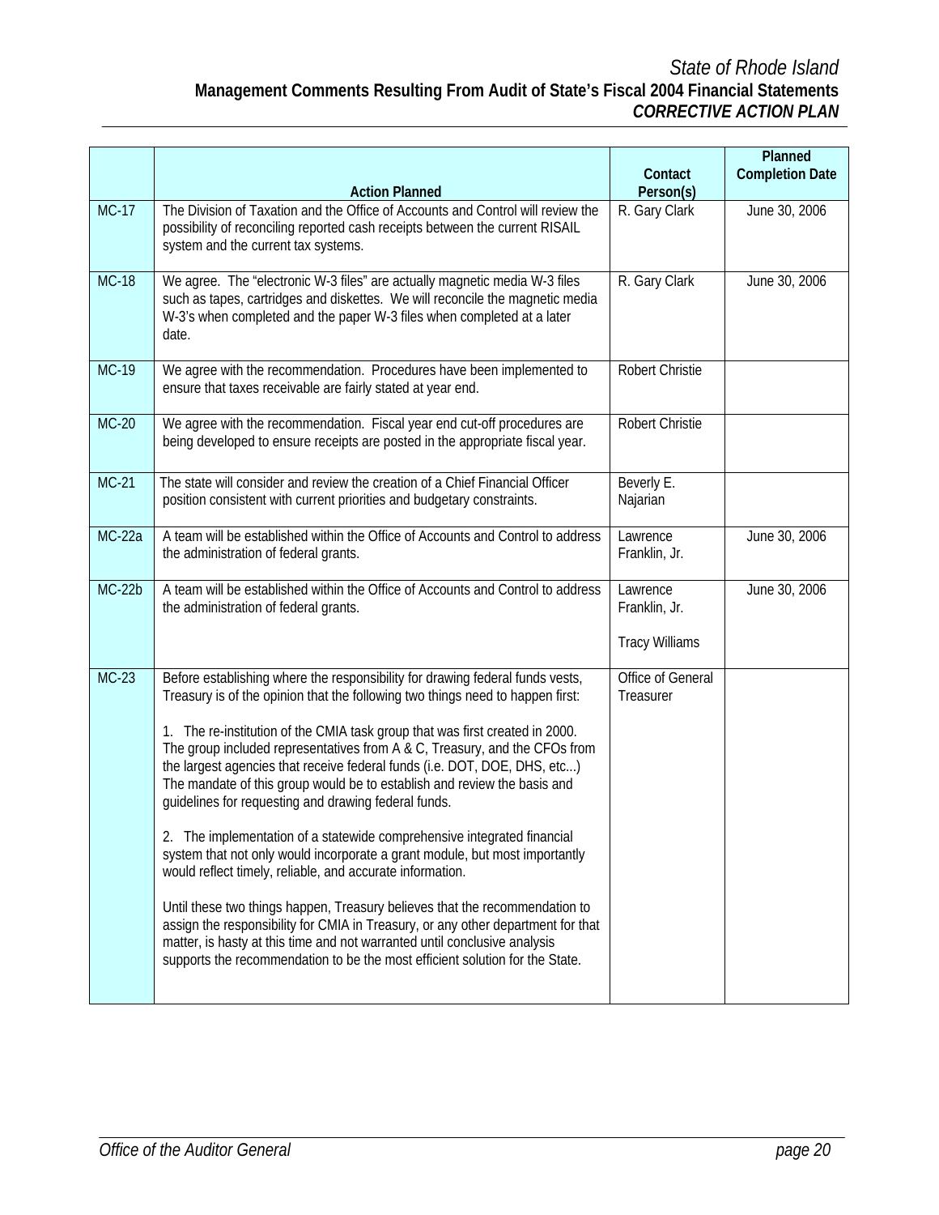State of Rhode Island

**Management Comments Resulting From Audit of State's Fiscal 2004 Financial Statements**

***CORRECTIVE ACTION PLAN***

| | Action Planned | Contact Person(s) | Planned Completion Date |
|---|---|---|---|
| MC-17 | The Division of Taxation and the Office of Accounts and Control will review the possibility of reconciling reported cash receipts between the current RISAIL system and the current tax systems. | R. Gary Clark | June 30, 2006 |
| MC-18 | We agree. The "electronic W-3 files" are actually magnetic media W-3 files such as tapes, cartridges and diskettes. We will reconcile the magnetic media W-3's when completed and the paper W-3 files when completed at a later date. | R. Gary Clark | June 30, 2006 |
| MC-19 | We agree with the recommendation. Procedures have been implemented to ensure that taxes receivable are fairly stated at year end. | Robert Christie | |
| MC-20 | We agree with the recommendation. Fiscal year end cut-off procedures are being developed to ensure receipts are posted in the appropriate fiscal year. | Robert Christie | |
| MC-21 | The state will consider and review the creation of a Chief Financial Officer position consistent with current priorities and budgetary constraints. | Beverly E. Najarian | |
| MC-22a | A team will be established within the Office of Accounts and Control to address the administration of federal grants. | Lawrence Franklin, Jr. | June 30, 2006 |
| MC-22b | A team will be established within the Office of Accounts and Control to address the administration of federal grants. | Lawrence Franklin, Jr.<br><br>Tracy Williams | June 30, 2006 |
| MC-23 | Before establishing where the responsibility for drawing federal funds vests, Treasury is of the opinion that the following two things need to happen first:<br><br>1. The re-institution of the CMIA task group that was first created in 2000. The group included representatives from A & C, Treasury, and the CFOs from the largest agencies that receive federal funds (i.e. DOT, DOE, DHS, etc...) The mandate of this group would be to establish and review the basis and guidelines for requesting and drawing federal funds.<br><br>2. The implementation of a statewide comprehensive integrated financial system that not only would incorporate a grant module, but most importantly would reflect timely, reliable, and accurate information.<br><br>Until these two things happen, Treasury believes that the recommendation to assign the responsibility for CMIA in Treasury, or any other department for that matter, is hasty at this time and not warranted until conclusive analysis supports the recommendation to be the most efficient solution for the State. | Office of General Treasurer | |